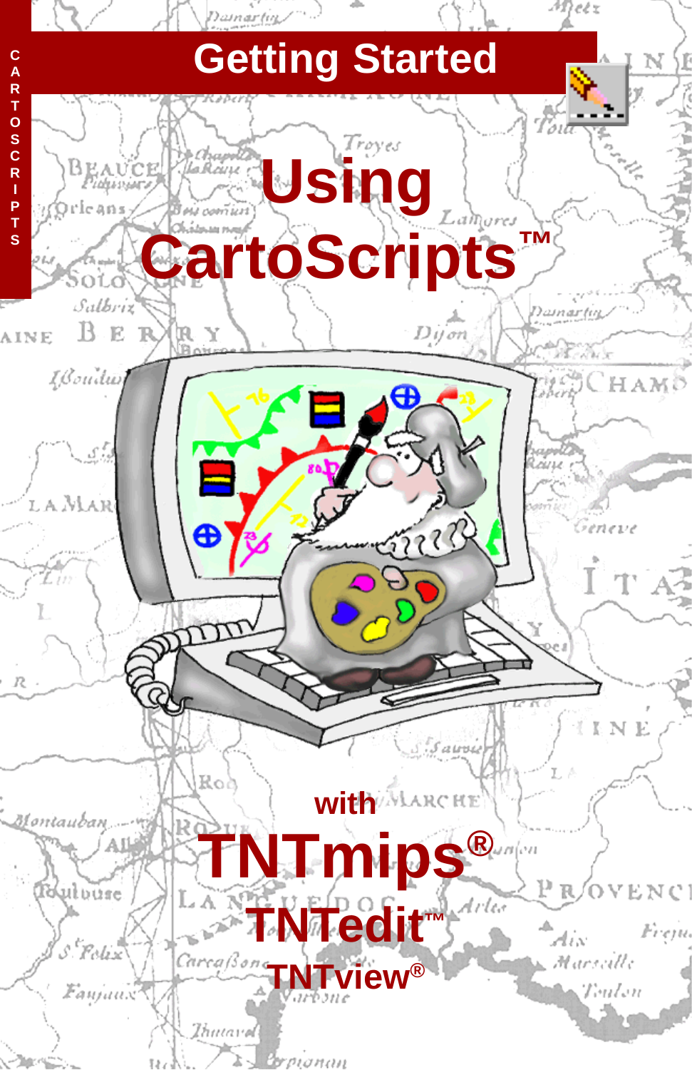C A R T O S C R I P T S

# Getting Started

# Using CartoScripts™

with

**TNTmips®**

**TNTedit™**

**TNTview®**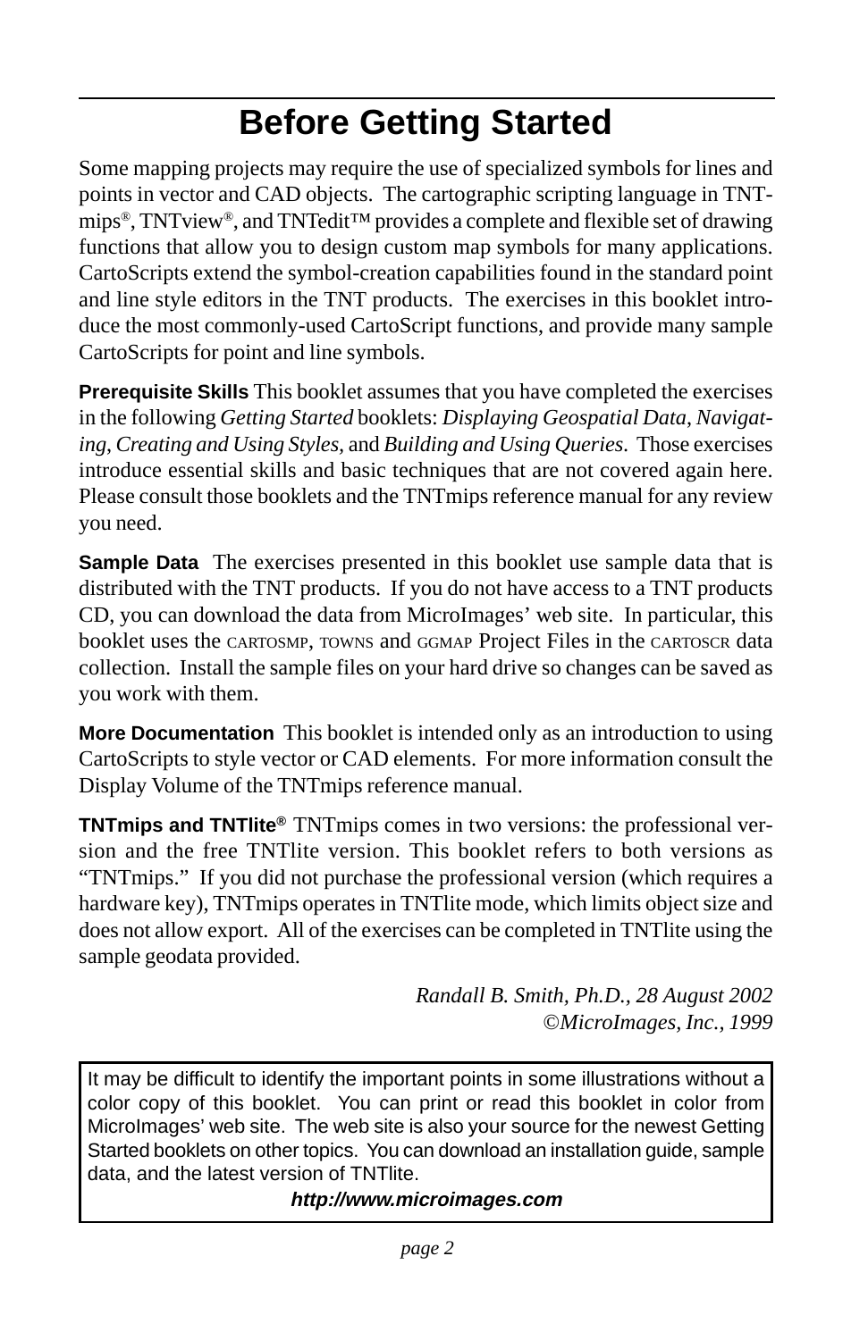# Before Getting Started

Some mapping projects may require the use of specialized symbols for lines and points in vector and CAD objects. The cartographic scripting language in TNTmips®, TNTview®, and TNTedit™ provides a complete and flexible set of drawing functions that allow you to design custom map symbols for many applications. CartoScripts extend the symbol-creation capabilities found in the standard point and line style editors in the TNT products. The exercises in this booklet introduce the most commonly-used CartoScript functions, and provide many sample CartoScripts for point and line symbols.

**Prerequisite Skills** This booklet assumes that you have completed the exercises in the following *Getting Started* booklets: *Displaying Geospatial Data*, *Navigating*, *Creating and Using Styles,* and *Building and Using Queries*. Those exercises introduce essential skills and basic techniques that are not covered again here. Please consult those booklets and the TNTmips reference manual for any review you need.

**Sample Data** The exercises presented in this booklet use sample data that is distributed with the TNT products. If you do not have access to a TNT products CD, you can download the data from MicroImages' web site. In particular, this booklet uses the CARTOSMP, TOWNS and GGMAP Project Files in the CARTOSCR data collection. Install the sample files on your hard drive so changes can be saved as you work with them.

**More Documentation** This booklet is intended only as an introduction to using CartoScripts to style vector or CAD elements. For more information consult the Display Volume of the TNTmips reference manual.

**TNTmips and TNTlite®** TNTmips comes in two versions: the professional version and the free TNTlite version. This booklet refers to both versions as "TNTmips." If you did not purchase the professional version (which requires a hardware key), TNTmips operates in TNTlite mode, which limits object size and does not allow export. All of the exercises can be completed in TNTlite using the sample geodata provided.

*Randall B. Smith, Ph.D., 28 August 2002*
*©MicroImages, Inc., 1999*

It may be difficult to identify the important points in some illustrations without a color copy of this booklet. You can print or read this booklet in color from MicroImages' web site. The web site is also your source for the newest Getting Started booklets on other topics. You can download an installation guide, sample data, and the latest version of TNTlite.

***http://www.microimages.com***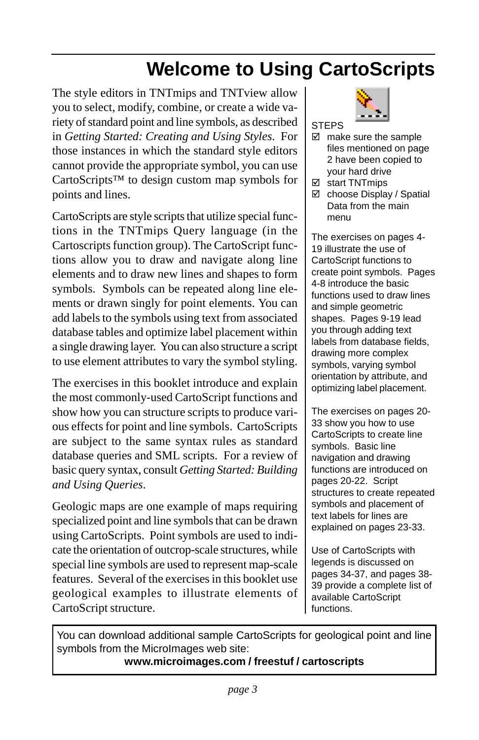# Welcome to Using CartoScripts

The style editors in TNTmips and TNTview allow you to select, modify, combine, or create a wide variety of standard point and line symbols, as described in *Getting Started: Creating and Using Styles*. For those instances in which the standard style editors cannot provide the appropriate symbol, you can use CartoScripts™ to design custom map symbols for points and lines.

CartoScripts are style scripts that utilize special functions in the TNTmips Query language (in the Cartoscripts function group). The CartoScript functions allow you to draw and navigate along line elements and to draw new lines and shapes to form symbols. Symbols can be repeated along line elements or drawn singly for point elements. You can add labels to the symbols using text from associated database tables and optimize label placement within a single drawing layer. You can also structure a script to use element attributes to vary the symbol styling.

The exercises in this booklet introduce and explain the most commonly-used CartoScript functions and show how you can structure scripts to produce various effects for point and line symbols. CartoScripts are subject to the same syntax rules as standard database queries and SML scripts. For a review of basic query syntax, consult *Getting Started: Building and Using Queries*.

Geologic maps are one example of maps requiring specialized point and line symbols that can be drawn using CartoScripts. Point symbols are used to indicate the orientation of outcrop-scale structures, while special line symbols are used to represent map-scale features. Several of the exercises in this booklet use geological examples to illustrate elements of CartoScript structure.

STEPS

- ☑ make sure the sample files mentioned on page 2 have been copied to your hard drive
- ☑ start TNTmips
- ☑ choose Display / Spatial Data from the main menu

The exercises on pages 4-19 illustrate the use of CartoScript functions to create point symbols. Pages 4-8 introduce the basic functions used to draw lines and simple geometric shapes. Pages 9-19 lead you through adding text labels from database fields, drawing more complex symbols, varying symbol orientation by attribute, and optimizing label placement.

The exercises on pages 20-33 show you how to use CartoScripts to create line symbols. Basic line navigation and drawing functions are introduced on pages 20-22. Script structures to create repeated symbols and placement of text labels for lines are explained on pages 23-33.

Use of CartoScripts with legends is discussed on pages 34-37, and pages 38-39 provide a complete list of available CartoScript functions.

You can download additional sample CartoScripts for geological point and line symbols from the MicroImages web site:

**www.microimages.com / freestuf / cartoscripts**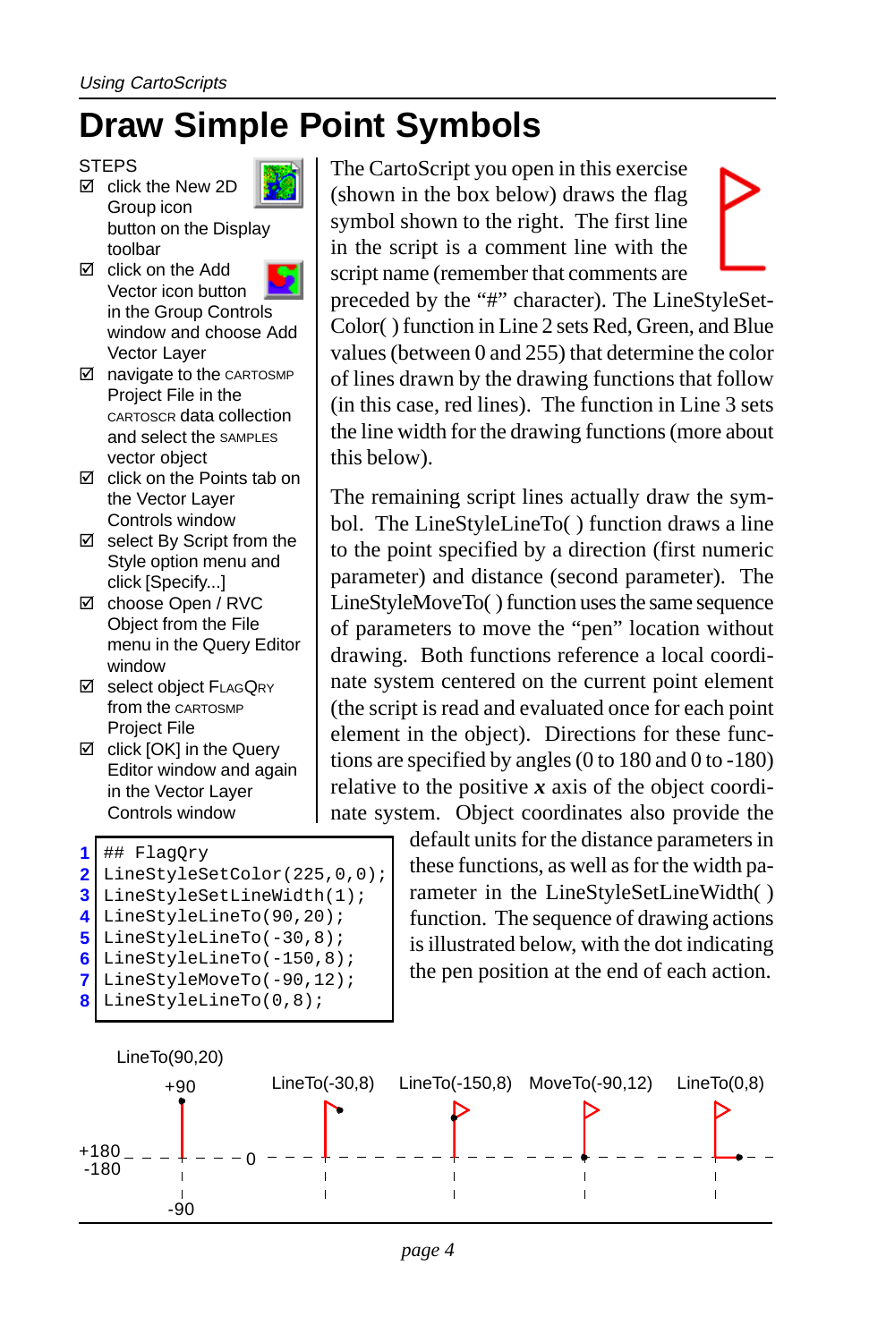// Draw Simple Point Symbols

# Draw Simple Point Symbols

STEPS

- ☑ click the New 2D Group icon button on the Display toolbar
- ☑ click on the Add Vector icon button in the Group Controls window and choose Add Vector Layer
- ☑ navigate to the CARTOSMP Project File in the CARTOSCR data collection and select the SAMPLES vector object
- ☑ click on the Points tab on the Vector Layer Controls window
- ☑ select By Script from the Style option menu and click [Specify...]
- ☑ choose Open / RVC Object from the File menu in the Query Editor window
- ☑ select object FLAGQRY from the CARTOSMP Project File
- ☑ click [OK] in the Query Editor window and again in the Vector Layer Controls window

The CartoScript you open in this exercise (shown in the box below) draws the flag symbol shown to the right. The first line in the script is a comment line with the script name (remember that comments are preceded by the "#" character). The LineStyleSetColor( ) function in Line 2 sets Red, Green, and Blue values (between 0 and 255) that determine the color of lines drawn by the drawing functions that follow (in this case, red lines). The function in Line 3 sets the line width for the drawing functions (more about this below).

The remaining script lines actually draw the symbol. The LineStyleLineTo( ) function draws a line to the point specified by a direction (first numeric parameter) and distance (second parameter). The LineStyleMoveTo( ) function uses the same sequence of parameters to move the "pen" location without drawing. Both functions reference a local coordinate system centered on the current point element (the script is read and evaluated once for each point element in the object). Directions for these functions are specified by angles (0 to 180 and 0 to -180) relative to the positive ***x*** axis of the object coordinate system. Object coordinates also provide the default units for the distance parameters in these functions, as well as for the width parameter in the LineStyleSetLineWidth( ) function. The sequence of drawing actions is illustrated below, with the dot indicating the pen position at the end of each action.

```
1 ## FlagQry
2 LineStyleSetColor(225,0,0);
3 LineStyleSetLineWidth(1);
4 LineStyleLineTo(90,20);
5 LineStyleLineTo(-30,8);
6 LineStyleLineTo(-150,8);
7 LineStyleMoveTo(-90,12);
8 LineStyleLineTo(0,8);
```

LineTo(90,20)
+90
+180
-180
0
-90
LineTo(-30,8)
LineTo(-150,8)
MoveTo(-90,12)
LineTo(0,8)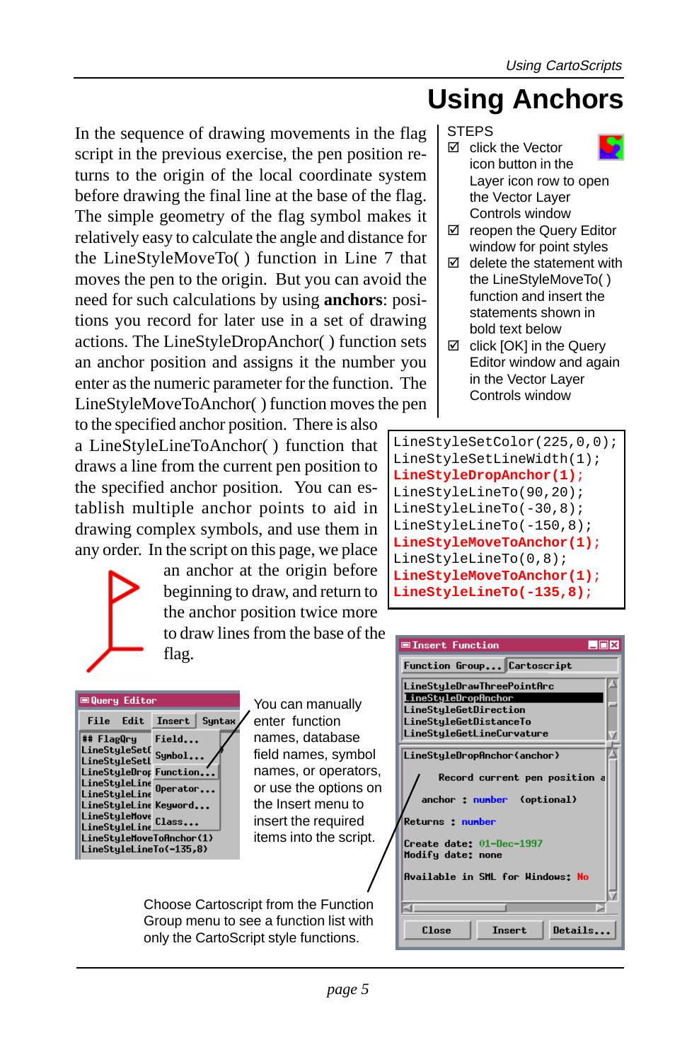# Using Anchors

In the sequence of drawing movements in the flag script in the previous exercise, the pen position returns to the origin of the local coordinate system before drawing the final line at the base of the flag. The simple geometry of the flag symbol makes it relatively easy to calculate the angle and distance for the LineStyleMoveTo( ) function in Line 7 that moves the pen to the origin. But you can avoid the need for such calculations by using **anchors**: positions you record for later use in a set of drawing actions. The LineStyleDropAnchor( ) function sets an anchor position and assigns it the number you enter as the numeric parameter for the function. The LineStyleMoveToAnchor( ) function moves the pen to the specified anchor position. There is also a LineStyleLineToAnchor( ) function that draws a line from the current pen position to the specified anchor position. You can establish multiple anchor points to aid in drawing complex symbols, and use them in any order. In the script on this page, we place an anchor at the origin before beginning to draw, and return to the anchor position twice more to draw lines from the base of the flag.

STEPS

- ☑ click the Vector icon button in the Layer icon row to open the Vector Layer Controls window
- ☑ reopen the Query Editor window for point styles
- ☑ delete the statement with the LineStyleMoveTo( ) function and insert the statements shown in bold text below
- ☑ click [OK] in the Query Editor window and again in the Vector Layer Controls window

```
LineStyleSetColor(225,0,0);
LineStyleSetLineWidth(1);
LineStyleDropAnchor(1);
LineStyleLineTo(90,20);
LineStyleLineTo(-30,8);
LineStyleLineTo(-150,8);
LineStyleMoveToAnchor(1);
LineStyleLineTo(0,8);
LineStyleMoveToAnchor(1);
LineStyleLineTo(-135,8);
```

You can manually enter function names, database field names, symbol names, or operators, or use the options on the Insert menu to insert the required items into the script.

Choose Cartoscript from the Function Group menu to see a function list with only the CartoScript style functions.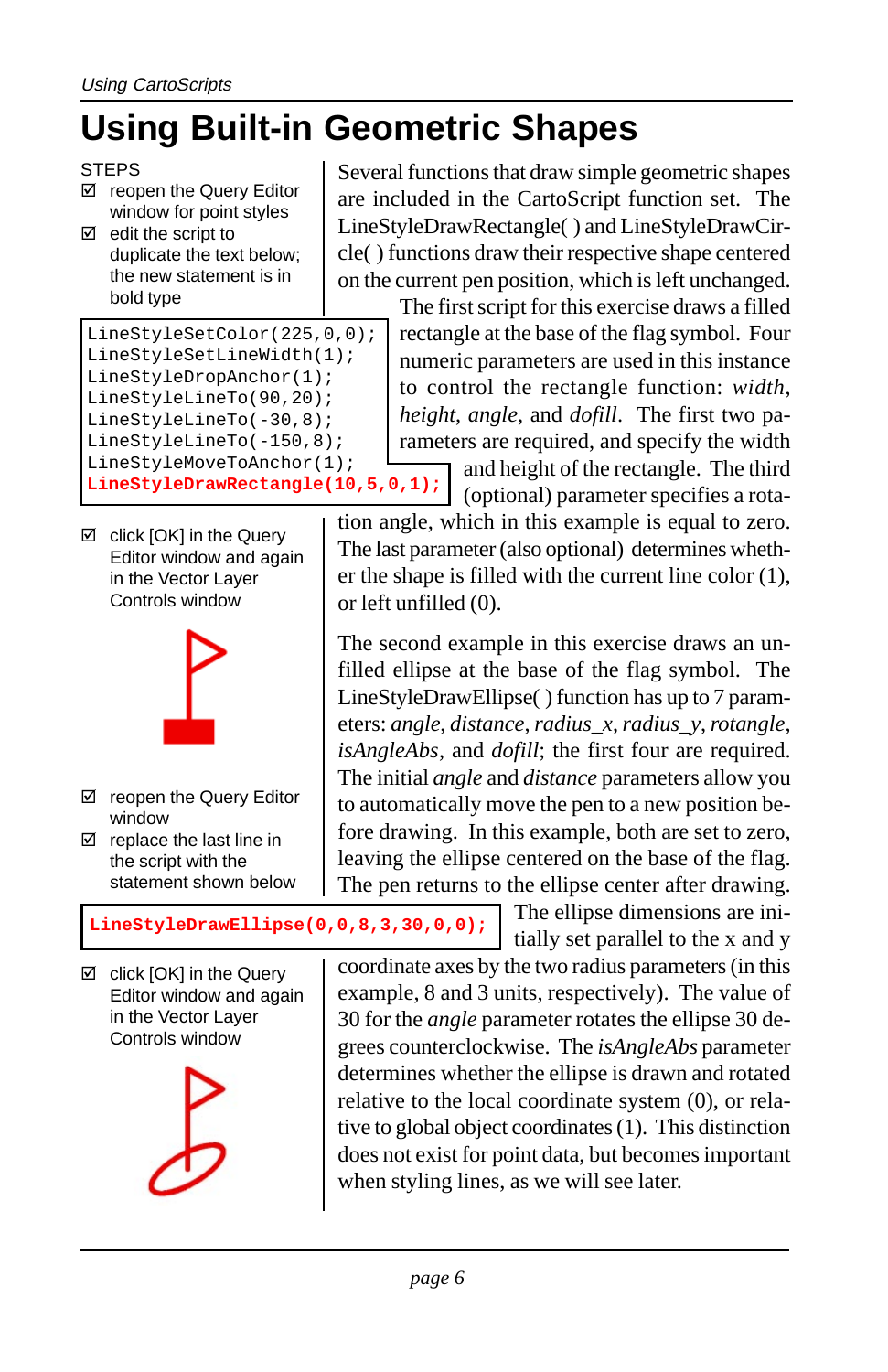# Using Built-in Geometric Shapes

STEPS

- ☑ reopen the Query Editor window for point styles
- ☑ edit the script to duplicate the text below; the new statement is in bold type

```
LineStyleSetColor(225,0,0);
LineStyleSetLineWidth(1);
LineStyleDropAnchor(1);
LineStyleLineTo(90,20);
LineStyleLineTo(-30,8);
LineStyleLineTo(-150,8);
LineStyleMoveToAnchor(1);
LineStyleDrawRectangle(10,5,0,1);
```

- ☑ click [OK] in the Query Editor window and again in the Vector Layer Controls window

- ☑ reopen the Query Editor window
- ☑ replace the last line in the script with the statement shown below

```
LineStyleDrawEllipse(0,0,8,3,30,0,0);
```

- ☑ click [OK] in the Query Editor window and again in the Vector Layer Controls window

Several functions that draw simple geometric shapes are included in the CartoScript function set. The LineStyleDrawRectangle( ) and LineStyleDrawCircle( ) functions draw their respective shape centered on the current pen position, which is left unchanged. The first script for this exercise draws a filled rectangle at the base of the flag symbol. Four numeric parameters are used in this instance to control the rectangle function: *width*, *height*, *angle*, and *dofill*. The first two parameters are required, and specify the width and height of the rectangle. The third (optional) parameter specifies a rotation angle, which in this example is equal to zero. The last parameter (also optional) determines whether the shape is filled with the current line color (1), or left unfilled (0).

The second example in this exercise draws an unfilled ellipse at the base of the flag symbol. The LineStyleDrawEllipse( ) function has up to 7 parameters: *angle*, *distance*, *radius_x*, *radius_y*, *rotangle*, *isAngleAbs*, and *dofill*; the first four are required. The initial *angle* and *distance* parameters allow you to automatically move the pen to a new position before drawing. In this example, both are set to zero, leaving the ellipse centered on the base of the flag. The pen returns to the ellipse center after drawing. The ellipse dimensions are initially set parallel to the x and y coordinate axes by the two radius parameters (in this example, 8 and 3 units, respectively). The value of 30 for the *angle* parameter rotates the ellipse 30 degrees counterclockwise. The *isAngleAbs* parameter determines whether the ellipse is drawn and rotated relative to the local coordinate system (0), or relative to global object coordinates (1). This distinction does not exist for point data, but becomes important when styling lines, as we will see later.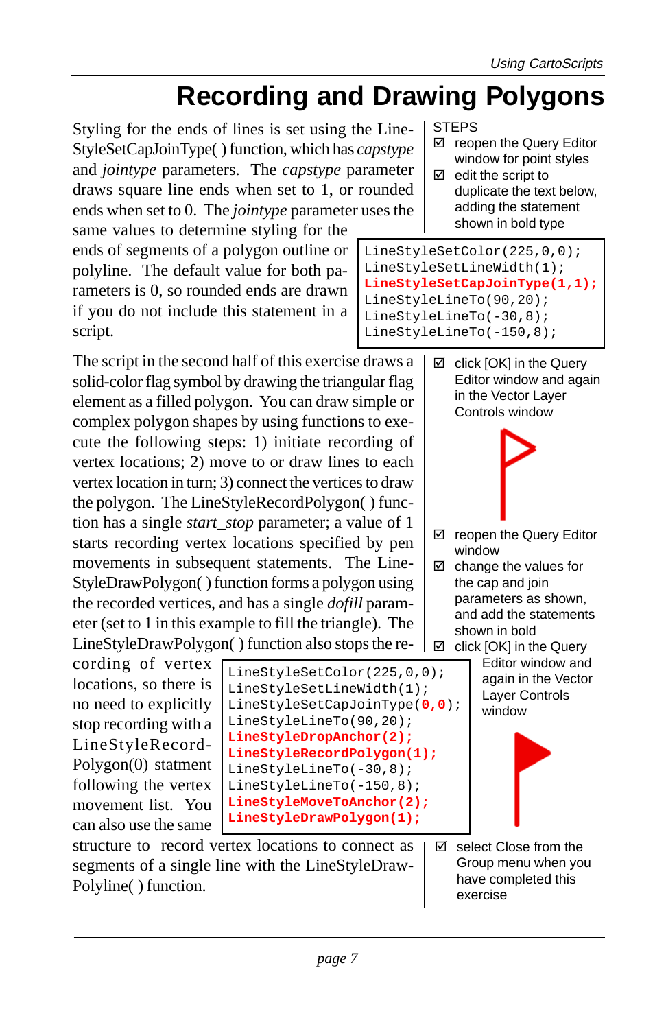# Recording and Drawing Polygons

Styling for the ends of lines is set using the LineStyleSetCapJoinType( ) function, which has *capstype* and *jointype* parameters. The *capstype* parameter draws square line ends when set to 1, or rounded ends when set to 0. The *jointype* parameter uses the same values to determine styling for the ends of segments of a polygon outline or polyline. The default value for both parameters is 0, so rounded ends are drawn if you do not include this statement in a script.

STEPS

- ☑ reopen the Query Editor window for point styles
- ☑ edit the script to duplicate the text below, adding the statement shown in bold type

```
LineStyleSetColor(225,0,0);
LineStyleSetLineWidth(1);
LineStyleSetCapJoinType(1,1);
LineStyleLineTo(90,20);
LineStyleLineTo(-30,8);
LineStyleLineTo(-150,8);
```

- ☑ click [OK] in the Query Editor window and again in the Vector Layer Controls window

The script in the second half of this exercise draws a solid-color flag symbol by drawing the triangular flag element as a filled polygon. You can draw simple or complex polygon shapes by using functions to execute the following steps: 1) initiate recording of vertex locations; 2) move to or draw lines to each vertex location in turn; 3) connect the vertices to draw the polygon. The LineStyleRecordPolygon( ) function has a single *start_stop* parameter; a value of 1 starts recording vertex locations specified by pen movements in subsequent statements. The LineStyleDrawPolygon( ) function forms a polygon using the recorded vertices, and has a single *dofill* parameter (set to 1 in this example to fill the triangle). The LineStyleDrawPolygon( ) function also stops the recording of vertex locations, so there is no need to explicitly stop recording with a LineStyleRecordPolygon(0) statment following the vertex movement list. You can also use the same structure to record vertex locations to connect as segments of a single line with the LineStyleDrawPolyline( ) function.

- ☑ reopen the Query Editor window
- ☑ change the values for the cap and join parameters as shown, and add the statements shown in bold

```
LineStyleSetColor(225,0,0);
LineStyleSetLineWidth(1);
LineStyleSetCapJoinType(0,0);
LineStyleLineTo(90,20);
LineStyleDropAnchor(2);
LineStyleRecordPolygon(1);
LineStyleLineTo(-30,8);
LineStyleLineTo(-150,8);
LineStyleMoveToAnchor(2);
LineStyleDrawPolygon(1);
```

- ☑ click [OK] in the Query Editor window and again in the Vector Layer Controls window
- ☑ select Close from the Group menu when you have completed this exercise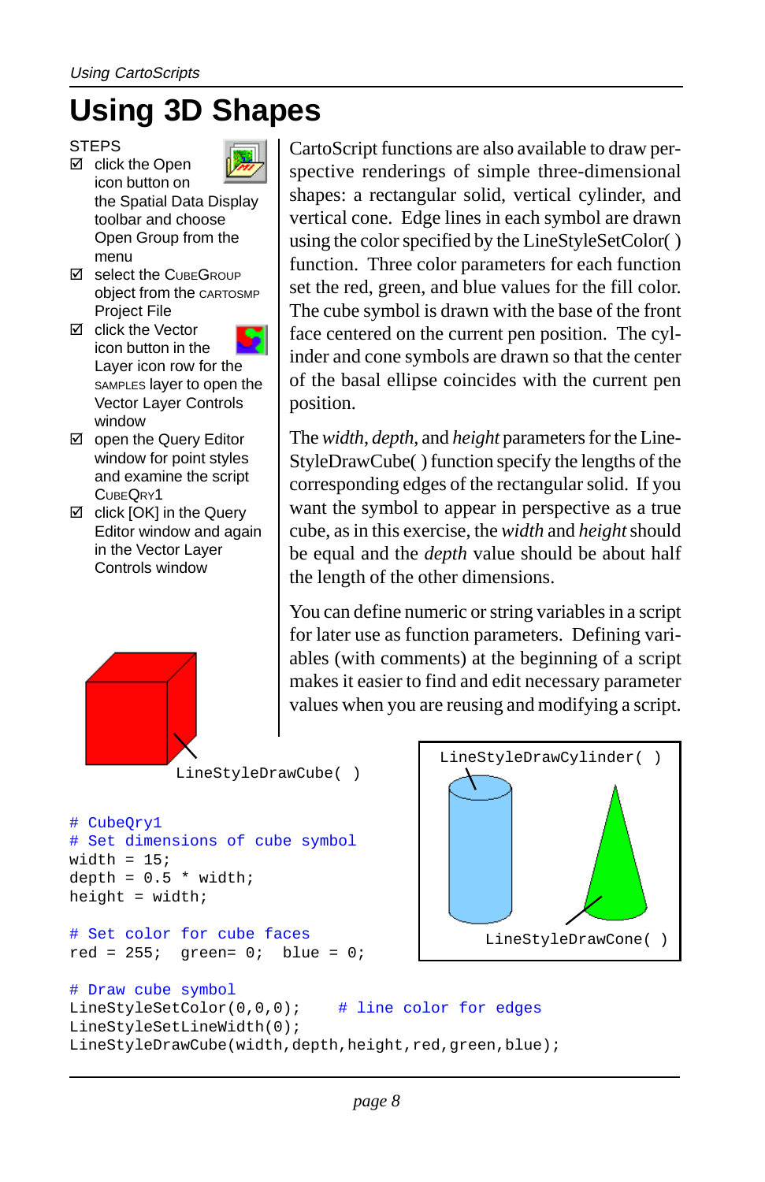# Using 3D Shapes

STEPS

- ☑ click the Open icon button on the Spatial Data Display toolbar and choose Open Group from the menu
- ☑ select the CUBEGROUP object from the CARTOSMP Project File
- ☑ click the Vector icon button in the Layer icon row for the SAMPLES layer to open the Vector Layer Controls window
- ☑ open the Query Editor window for point styles and examine the script CUBEQRY1
- ☑ click [OK] in the Query Editor window and again in the Vector Layer Controls window

CartoScript functions are also available to draw perspective renderings of simple three-dimensional shapes: a rectangular solid, vertical cylinder, and vertical cone. Edge lines in each symbol are drawn using the color specified by the LineStyleSetColor( ) function. Three color parameters for each function set the red, green, and blue values for the fill color. The cube symbol is drawn with the base of the front face centered on the current pen position. The cylinder and cone symbols are drawn so that the center of the basal ellipse coincides with the current pen position.

The *width*, *depth*, and *height* parameters for the LineStyleDrawCube( ) function specify the lengths of the corresponding edges of the rectangular solid. If you want the symbol to appear in perspective as a true cube, as in this exercise, the *width* and *height* should be equal and the *depth* value should be about half the length of the other dimensions.

You can define numeric or string variables in a script for later use as function parameters. Defining variables (with comments) at the beginning of a script makes it easier to find and edit necessary parameter values when you are reusing and modifying a script.

LineStyleDrawCube( )

LineStyleDrawCylinder( )

LineStyleDrawCone( )

```
# CubeQry1
# Set dimensions of cube symbol
width = 15;
depth = 0.5 * width;
height = width;

# Set color for cube faces
red = 255;  green= 0;  blue = 0;

# Draw cube symbol
LineStyleSetColor(0,0,0);     # line color for edges
LineStyleSetLineWidth(0);
LineStyleDrawCube(width,depth,height,red,green,blue);
```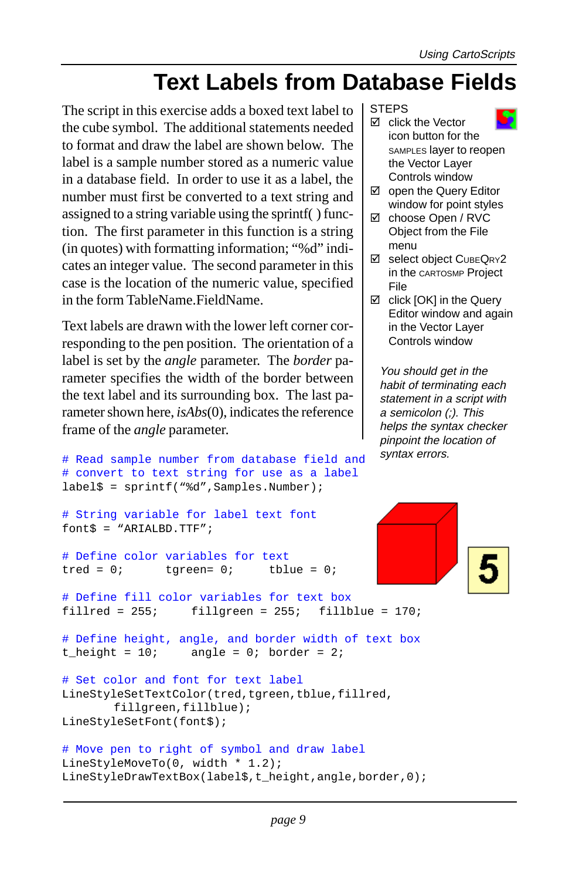# Text Labels from Database Fields

The script in this exercise adds a boxed text label to the cube symbol. The additional statements needed to format and draw the label are shown below. The label is a sample number stored as a numeric value in a database field. In order to use it as a label, the number must first be converted to a text string and assigned to a string variable using the sprintf( ) function. The first parameter in this function is a string (in quotes) with formatting information; "%d" indicates an integer value. The second parameter in this case is the location of the numeric value, specified in the form TableName.FieldName.

Text labels are drawn with the lower left corner corresponding to the pen position. The orientation of a label is set by the *angle* parameter. The *border* parameter specifies the width of the border between the text label and its surrounding box. The last parameter shown here, *isAbs*(0), indicates the reference frame of the *angle* parameter.

STEPS

- ☑ click the Vector icon button for the SAMPLES layer to reopen the Vector Layer Controls window
- ☑ open the Query Editor window for point styles
- ☑ choose Open / RVC Object from the File menu
- ☑ select object CUBEQRY2 in the CARTOSMP Project File
- ☑ click [OK] in the Query Editor window and again in the Vector Layer Controls window

*You should get in the habit of terminating each statement in a script with a semicolon (;). This helps the syntax checker pinpoint the location of syntax errors.*

```
# Read sample number from database field and
# convert to text string for use as a label
label$ = sprintf("%d",Samples.Number);

# String variable for label text font
font$ = "ARIALBD.TTF";

# Define color variables for text
tred = 0;      tgreen= 0;      tblue = 0;

# Define fill color variables for text box
fillred = 255;     fillgreen = 255;   fillblue = 170;

# Define height, angle, and border width of text box
t_height = 10;     angle = 0; border = 2;

# Set color and font for text label
LineStyleSetTextColor(tred,tgreen,tblue,fillred,
        fillgreen,fillblue);
LineStyleSetFont(font$);

# Move pen to right of symbol and draw label
LineStyleMoveTo(0, width * 1.2);
LineStyleDrawTextBox(label$,t_height,angle,border,0);
```

5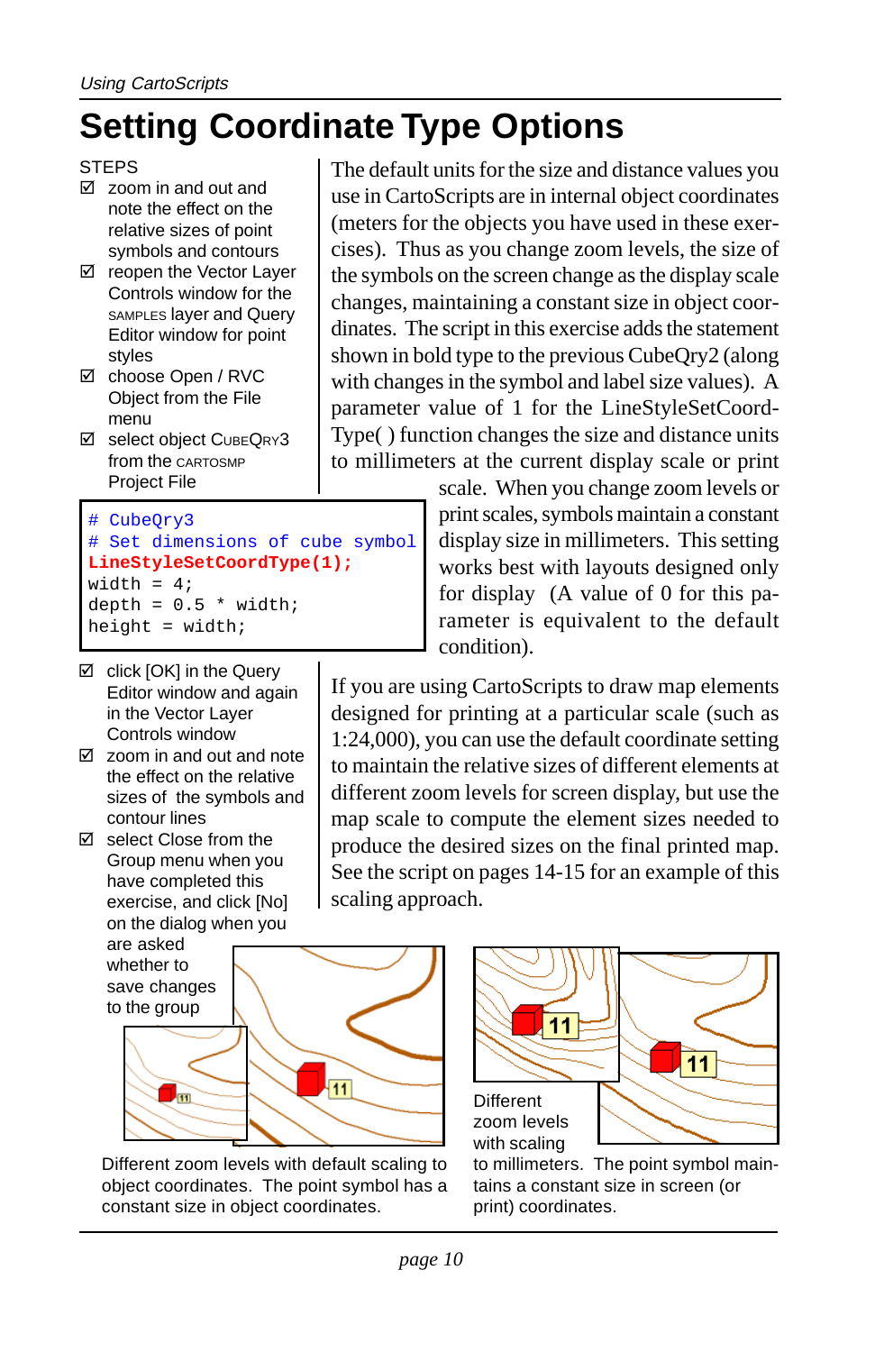# Setting Coordinate Type Options

STEPS

- ☑ zoom in and out and note the effect on the relative sizes of point symbols and contours
- ☑ reopen the Vector Layer Controls window for the SAMPLES layer and Query Editor window for point styles
- ☑ choose Open / RVC Object from the File menu
- ☑ select object CUBEQRY3 from the CARTOSMP Project File

```
# CubeQry3
# Set dimensions of cube symbol
LineStyleSetCoordType(1);
width = 4;
depth = 0.5 * width;
height = width;
```

- ☑ click [OK] in the Query Editor window and again in the Vector Layer Controls window
- ☑ zoom in and out and note the effect on the relative sizes of the symbols and contour lines
- ☑ select Close from the Group menu when you have completed this exercise, and click [No] on the dialog when you are asked whether to save changes to the group

The default units for the size and distance values you use in CartoScripts are in internal object coordinates (meters for the objects you have used in these exercises). Thus as you change zoom levels, the size of the symbols on the screen change as the display scale changes, maintaining a constant size in object coordinates. The script in this exercise adds the statement shown in bold type to the previous CubeQry2 (along with changes in the symbol and label size values). A parameter value of 1 for the LineStyleSetCoordType( ) function changes the size and distance units to millimeters at the current display scale or print scale. When you change zoom levels or print scales, symbols maintain a constant display size in millimeters. This setting works best with layouts designed only for display (A value of 0 for this parameter is equivalent to the default condition).

If you are using CartoScripts to draw map elements designed for printing at a particular scale (such as 1:24,000), you can use the default coordinate setting to maintain the relative sizes of different elements at different zoom levels for screen display, but use the map scale to compute the element sizes needed to produce the desired sizes on the final printed map. See the script on pages 14-15 for an example of this scaling approach.

11

11

Different zoom levels with default scaling to object coordinates. The point symbol has a constant size in object coordinates.

11

11

Different zoom levels with scaling to millimeters. The point symbol maintains a constant size in screen (or print) coordinates.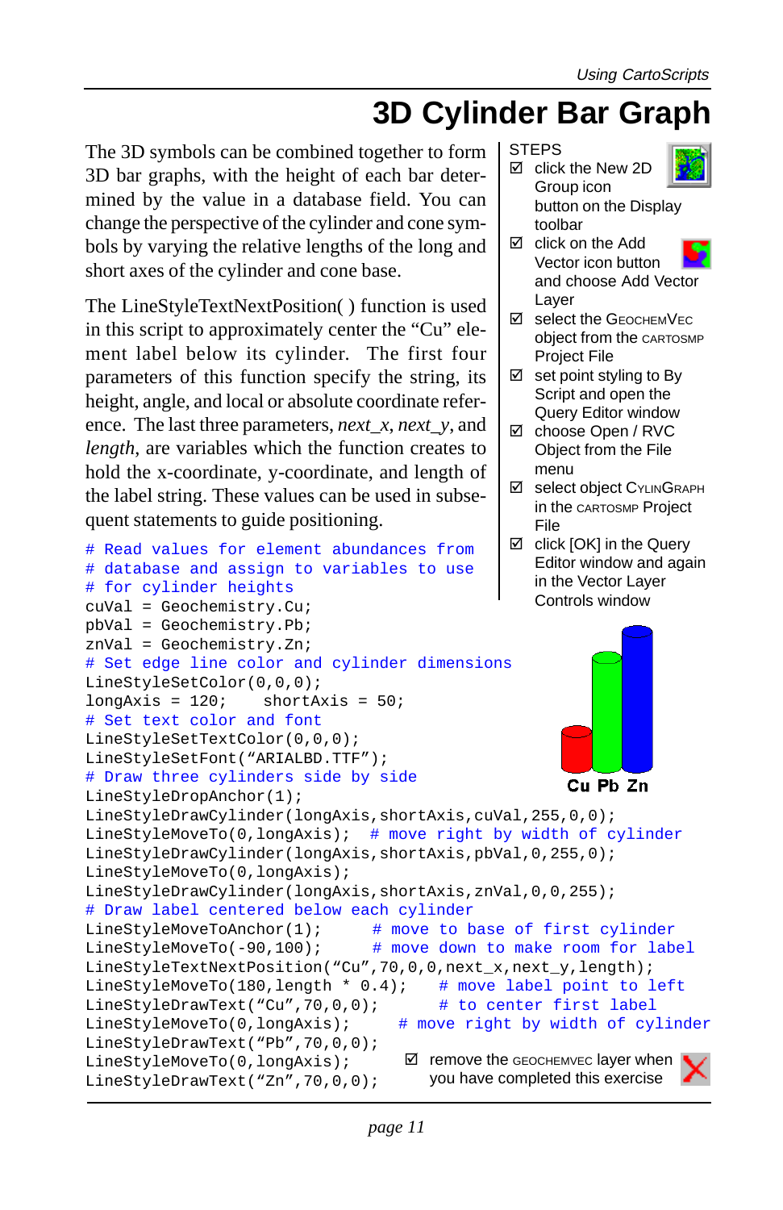# 3D Cylinder Bar Graph

The 3D symbols can be combined together to form 3D bar graphs, with the height of each bar determined by the value in a database field. You can change the perspective of the cylinder and cone symbols by varying the relative lengths of the long and short axes of the cylinder and cone base.

The LineStyleTextNextPosition( ) function is used in this script to approximately center the “Cu” element label below its cylinder. The first four parameters of this function specify the string, its height, angle, and local or absolute coordinate reference. The last three parameters, *next_x*, *next_y*, and *length*, are variables which the function creates to hold the x-coordinate, y-coordinate, and length of the label string. These values can be used in subsequent statements to guide positioning.

STEPS

- ☑ click the New 2D Group icon button on the Display toolbar
- ☑ click on the Add Vector icon button and choose Add Vector Layer
- ☑ select the GEOCHEMVEC object from the CARTOSMP Project File
- ☑ set point styling to By Script and open the Query Editor window
- ☑ choose Open / RVC Object from the File menu
- ☑ select object CYLINGRAPH in the CARTOSMP Project File
- ☑ click [OK] in the Query Editor window and again in the Vector Layer Controls window

```
# Read values for element abundances from
# database and assign to variables to use
# for cylinder heights
cuVal = Geochemistry.Cu;
pbVal = Geochemistry.Pb;
znVal = Geochemistry.Zn;
# Set edge line color and cylinder dimensions
LineStyleSetColor(0,0,0);
longAxis = 120;    shortAxis = 50;
# Set text color and font
LineStyleSetTextColor(0,0,0);
LineStyleSetFont(“ARIALBD.TTF”);
# Draw three cylinders side by side
LineStyleDropAnchor(1);
LineStyleDrawCylinder(longAxis,shortAxis,cuVal,255,0,0);
LineStyleMoveTo(0,longAxis);  # move right by width of cylinder
LineStyleDrawCylinder(longAxis,shortAxis,pbVal,0,255,0);
LineStyleMoveTo(0,longAxis);
LineStyleDrawCylinder(longAxis,shortAxis,znVal,0,0,255);
# Draw label centered below each cylinder
LineStyleMoveToAnchor(1);       # move to base of first cylinder
LineStyleMoveTo(-90,100);       # move down to make room for label
LineStyleTextNextPosition(“Cu”,70,0,0,next_x,next_y,length);
LineStyleMoveTo(180,length * 0.4);   # move label point to left
LineStyleDrawText(“Cu”,70,0,0);      # to center first label
LineStyleMoveTo(0,longAxis);     # move right by width of cylinder
LineStyleDrawText(“Pb”,70,0,0);
LineStyleMoveTo(0,longAxis);
LineStyleDrawText(“Zn”,70,0,0);
```

Cu Pb Zn

- ☑ remove the GEOCHEMVEC layer when you have completed this exercise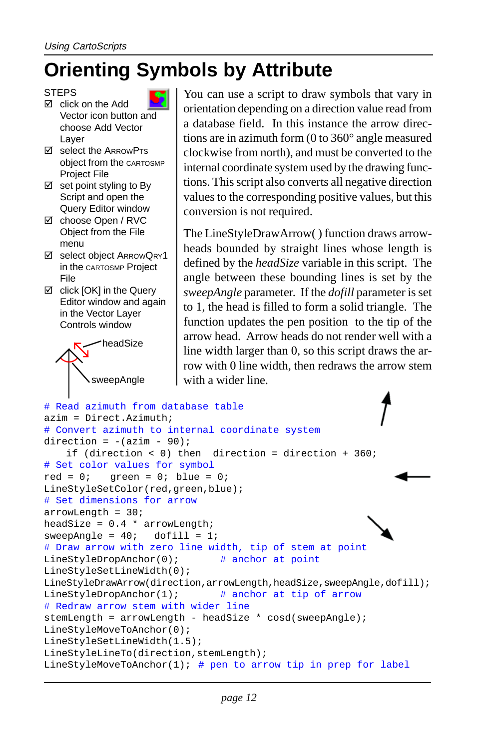# Orienting Symbols by Attribute

STEPS

- ☑ click on the Add Vector icon button and choose Add Vector Layer
- ☑ select the ArrowPts object from the CARTOSMP Project File
- ☑ set point styling to By Script and open the Query Editor window
- ☑ choose Open / RVC Object from the File menu
- ☑ select object ArrowQry1 in the CARTOSMP Project File
- ☑ click [OK] in the Query Editor window and again in the Vector Layer Controls window

headSize

sweepAngle

You can use a script to draw symbols that vary in orientation depending on a direction value read from a database field. In this instance the arrow directions are in azimuth form (0 to 360° angle measured clockwise from north), and must be converted to the internal coordinate system used by the drawing functions. This script also converts all negative direction values to the corresponding positive values, but this conversion is not required.

The LineStyleDrawArrow( ) function draws arrowheads bounded by straight lines whose length is defined by the *headSize* variable in this script. The angle between these bounding lines is set by the *sweepAngle* parameter. If the *dofill* parameter is set to 1, the head is filled to form a solid triangle. The function updates the pen position to the tip of the arrow head. Arrow heads do not render well with a line width larger than 0, so this script draws the arrow with 0 line width, then redraws the arrow stem with a wider line.

```
# Read azimuth from database table
azim = Direct.Azimuth;
# Convert azimuth to internal coordinate system
direction = -(azim - 90);
    if (direction < 0) then  direction = direction + 360;
# Set color values for symbol
red = 0;   green = 0;  blue = 0;
LineStyleSetColor(red,green,blue);
# Set dimensions for arrow
arrowLength = 30;
headSize = 0.4 * arrowLength;
sweepAngle = 40;   dofill = 1;
# Draw arrow with zero line width, tip of stem at point
LineStyleDropAnchor(0);       # anchor at point
LineStyleSetLineWidth(0);
LineStyleDrawArrow(direction,arrowLength,headSize,sweepAngle,dofill);
LineStyleDropAnchor(1);       # anchor at tip of arrow
# Redraw arrow stem with wider line
stemLength = arrowLength - headSize * cosd(sweepAngle);
LineStyleMoveToAnchor(0);
LineStyleSetLineWidth(1.5);
LineStyleLineTo(direction,stemLength);
LineStyleMoveToAnchor(1); # pen to arrow tip in prep for label
```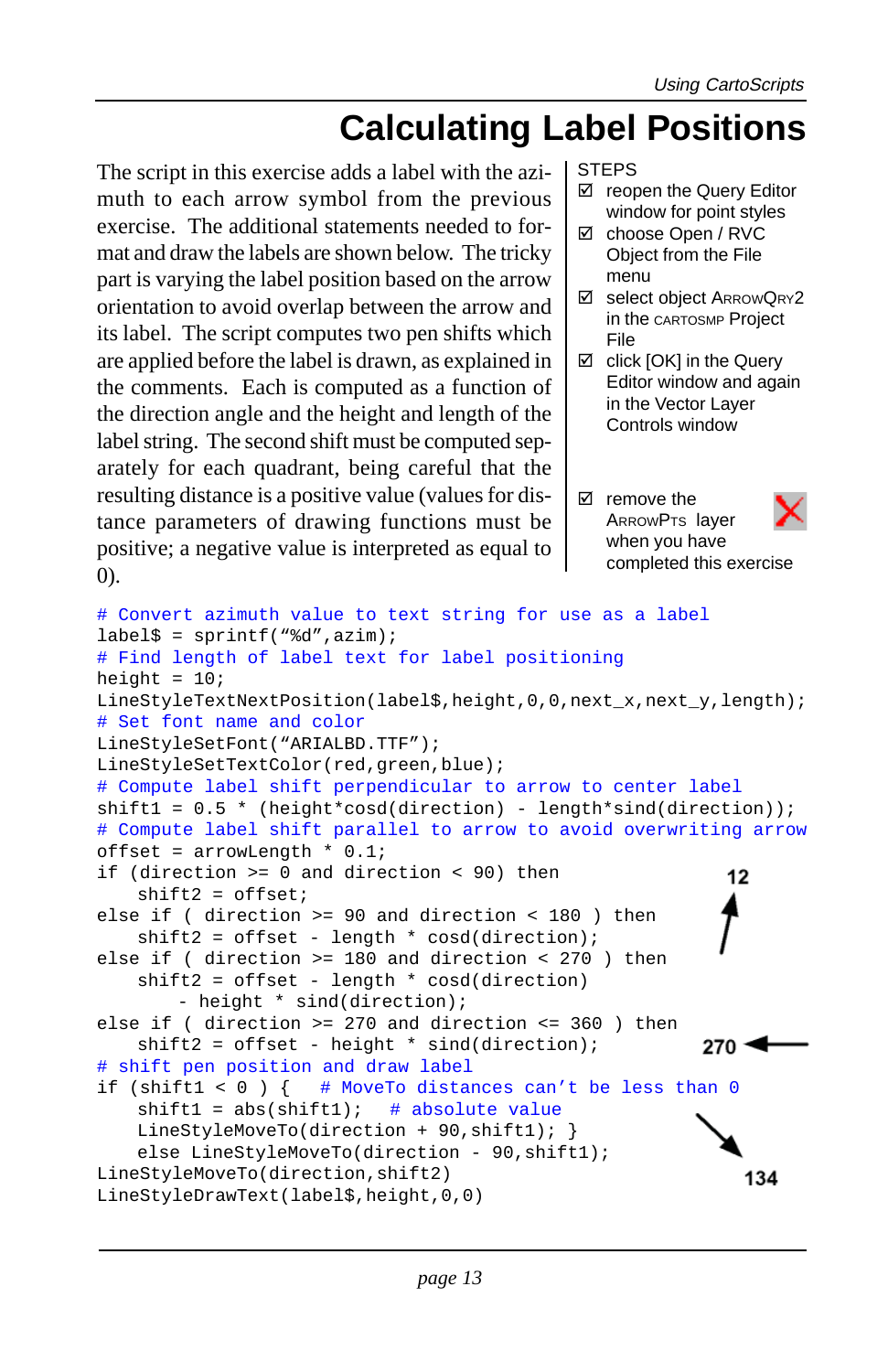# Calculating Label Positions

The script in this exercise adds a label with the azimuth to each arrow symbol from the previous exercise. The additional statements needed to format and draw the labels are shown below. The tricky part is varying the label position based on the arrow orientation to avoid overlap between the arrow and its label. The script computes two pen shifts which are applied before the label is drawn, as explained in the comments. Each is computed as a function of the direction angle and the height and length of the label string. The second shift must be computed separately for each quadrant, being careful that the resulting distance is a positive value (values for distance parameters of drawing functions must be positive; a negative value is interpreted as equal to 0).

STEPS

- ☑ reopen the Query Editor window for point styles
- ☑ choose Open / RVC Object from the File menu
- ☑ select object ArrowQry2 in the CARTOSMP Project File
- ☑ click [OK] in the Query Editor window and again in the Vector Layer Controls window
- ☑ remove the ArrowPts layer when you have completed this exercise

```
# Convert azimuth value to text string for use as a label
label$ = sprintf("%d",azim);
# Find length of label text for label positioning
height = 10;
LineStyleTextNextPosition(label$,height,0,0,next_x,next_y,length);
# Set font name and color
LineStyleSetFont("ARIALBD.TTF");
LineStyleSetTextColor(red,green,blue);
# Compute label shift perpendicular to arrow to center label
shift1 = 0.5 * (height*cosd(direction) - length*sind(direction));
# Compute label shift parallel to arrow to avoid overwriting arrow
offset = arrowLength * 0.1;
if (direction >= 0 and direction < 90) then
    shift2 = offset;
else if ( direction >= 90 and direction < 180 ) then
    shift2 = offset - length * cosd(direction);
else if ( direction >= 180 and direction < 270 ) then
    shift2 = offset - length * cosd(direction)
        - height * sind(direction);
else if ( direction >= 270 and direction <= 360 ) then
    shift2 = offset - height * sind(direction);
# shift pen position and draw label
if (shift1 < 0 ) {  # MoveTo distances can't be less than 0
    shift1 = abs(shift1);  # absolute value
    LineStyleMoveTo(direction + 90,shift1); }
    else LineStyleMoveTo(direction - 90,shift1);
LineStyleMoveTo(direction,shift2)
LineStyleDrawText(label$,height,0,0)
```

12

270

134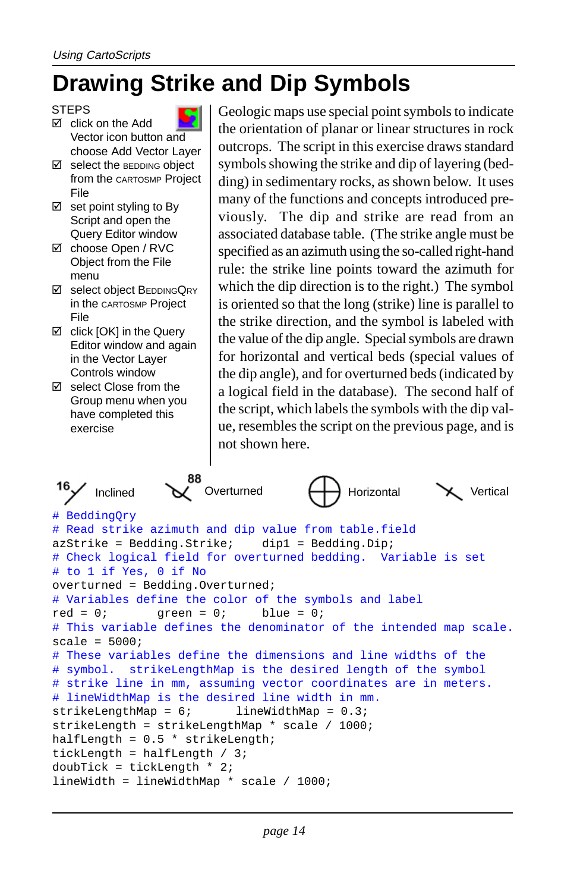# Drawing Strike and Dip Symbols

STEPS

- ☑ click on the Add Vector icon button and choose Add Vector Layer
- ☑ select the BEDDING object from the CARTOSMP Project File
- ☑ set point styling to By Script and open the Query Editor window
- ☑ choose Open / RVC Object from the File menu
- ☑ select object BEDDINGQRY in the CARTOSMP Project File
- ☑ click [OK] in the Query Editor window and again in the Vector Layer Controls window
- ☑ select Close from the Group menu when you have completed this exercise

Geologic maps use special point symbols to indicate the orientation of planar or linear structures in rock outcrops. The script in this exercise draws standard symbols showing the strike and dip of layering (bedding) in sedimentary rocks, as shown below. It uses many of the functions and concepts introduced previously. The dip and strike are read from an associated database table. (The strike angle must be specified as an azimuth using the so-called right-hand rule: the strike line points toward the azimuth for which the dip direction is to the right.) The symbol is oriented so that the long (strike) line is parallel to the strike direction, and the symbol is labeled with the value of the dip angle. Special symbols are drawn for horizontal and vertical beds (special values of the dip angle), and for overturned beds (indicated by a logical field in the database). The second half of the script, which labels the symbols with the dip value, resembles the script on the previous page, and is not shown here.

16 Inclined    88 Overturned    Horizontal    Vertical

```
# BeddingQry
# Read strike azimuth and dip value from table.field
azStrike = Bedding.Strike;    dip1 = Bedding.Dip;
# Check logical field for overturned bedding.  Variable is set
# to 1 if Yes, 0 if No
overturned = Bedding.Overturned;
# Variables define the color of the symbols and label
red = 0;      green = 0;      blue = 0;
# This variable defines the denominator of the intended map scale.
scale = 5000;
# These variables define the dimensions and line widths of the
# symbol.  strikeLengthMap is the desired length of the symbol
# strike line in mm, assuming vector coordinates are in meters.
# lineWidthMap is the desired line width in mm.
strikeLengthMap = 6;       lineWidthMap = 0.3;
strikeLength = strikeLengthMap * scale / 1000;
halfLength = 0.5 * strikeLength;
tickLength = halfLength / 3;
doubTick = tickLength * 2;
lineWidth = lineWidthMap * scale / 1000;
```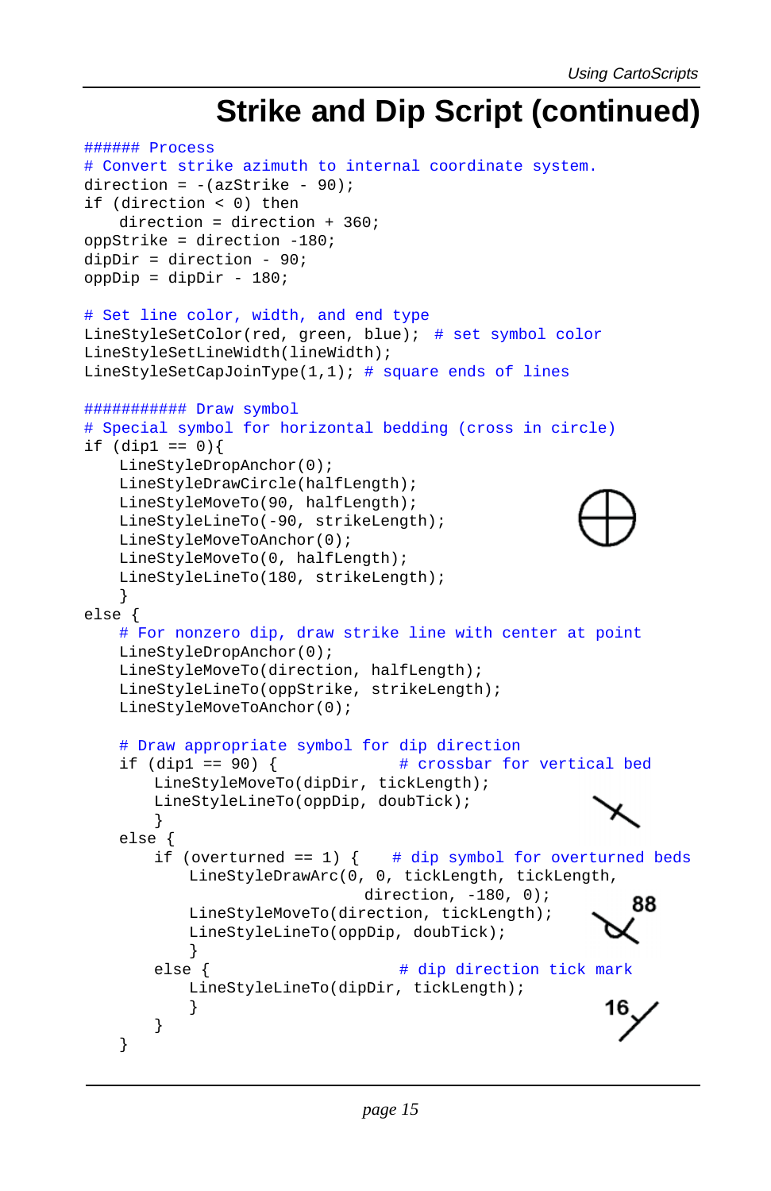# Strike and Dip Script (continued)

```
###### Process
# Convert strike azimuth to internal coordinate system.
direction = -(azStrike - 90);
if (direction < 0) then
    direction = direction + 360;
oppStrike = direction -180;
dipDir = direction - 90;
oppDip = dipDir - 180;

# Set line color, width, and end type
LineStyleSetColor(red, green, blue);  # set symbol color
LineStyleSetLineWidth(lineWidth);
LineStyleSetCapJoinType(1,1); # square ends of lines

########### Draw symbol
# Special symbol for horizontal bedding (cross in circle)
if (dip1 == 0){
    LineStyleDropAnchor(0);
    LineStyleDrawCircle(halfLength);
    LineStyleMoveTo(90, halfLength);
    LineStyleLineTo(-90, strikeLength);
    LineStyleMoveToAnchor(0);
    LineStyleMoveTo(0, halfLength);
    LineStyleLineTo(180, strikeLength);
    }
else {
    # For nonzero dip, draw strike line with center at point
    LineStyleDropAnchor(0);
    LineStyleMoveTo(direction, halfLength);
    LineStyleLineTo(oppStrike, strikeLength);
    LineStyleMoveToAnchor(0);

    # Draw appropriate symbol for dip direction
    if (dip1 == 90) {              # crossbar for vertical bed
        LineStyleMoveTo(dipDir, tickLength);
        LineStyleLineTo(oppDip, doubTick);
        }
    else {
        if (overturned == 1) {    # dip symbol for overturned beds
            LineStyleDrawArc(0, 0, tickLength, tickLength,
                        direction, -180, 0);
            LineStyleMoveTo(direction, tickLength);
            LineStyleLineTo(oppDip, doubTick);
            }
        else {                     # dip direction tick mark
            LineStyleLineTo(dipDir, tickLength);
            }
        }
    }
```

88

16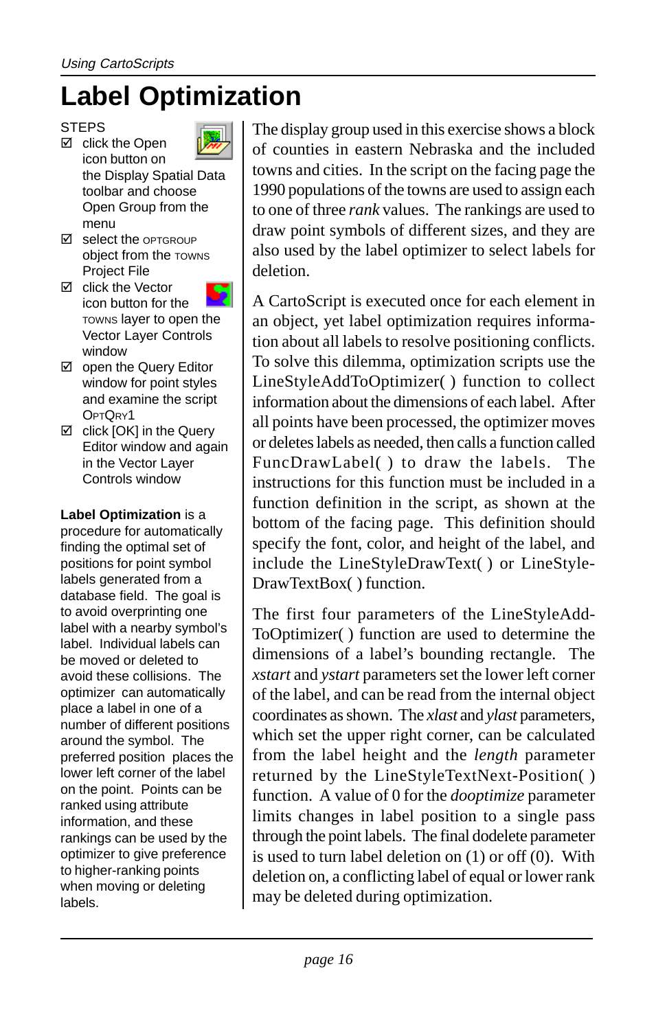# Label Optimization

STEPS

- ☑ click the Open icon button on the Display Spatial Data toolbar and choose Open Group from the menu
- ☑ select the OPTGROUP object from the TOWNS Project File
- ☑ click the Vector icon button for the TOWNS layer to open the Vector Layer Controls window
- ☑ open the Query Editor window for point styles and examine the script OPTQRY1
- ☑ click [OK] in the Query Editor window and again in the Vector Layer Controls window

**Label Optimization** is a procedure for automatically finding the optimal set of positions for point symbol labels generated from a database field. The goal is to avoid overprinting one label with a nearby symbol's label. Individual labels can be moved or deleted to avoid these collisions. The optimizer can automatically place a label in one of a number of different positions around the symbol. The preferred position places the lower left corner of the label on the point. Points can be ranked using attribute information, and these rankings can be used by the optimizer to give preference to higher-ranking points when moving or deleting labels.

The display group used in this exercise shows a block of counties in eastern Nebraska and the included towns and cities. In the script on the facing page the 1990 populations of the towns are used to assign each to one of three *rank* values. The rankings are used to draw point symbols of different sizes, and they are also used by the label optimizer to select labels for deletion.

A CartoScript is executed once for each element in an object, yet label optimization requires information about all labels to resolve positioning conflicts. To solve this dilemma, optimization scripts use the LineStyleAddToOptimizer( ) function to collect information about the dimensions of each label. After all points have been processed, the optimizer moves or deletes labels as needed, then calls a function called FuncDrawLabel( ) to draw the labels. The instructions for this function must be included in a function definition in the script, as shown at the bottom of the facing page. This definition should specify the font, color, and height of the label, and include the LineStyleDrawText( ) or LineStyleDrawTextBox( ) function.

The first four parameters of the LineStyleAddToOptimizer( ) function are used to determine the dimensions of a label's bounding rectangle. The *xstart* and *ystart* parameters set the lower left corner of the label, and can be read from the internal object coordinates as shown. The *xlast* and *ylast* parameters, which set the upper right corner, can be calculated from the label height and the *length* parameter returned by the LineStyleTextNext-Position( ) function. A value of 0 for the *dooptimize* parameter limits changes in label position to a single pass through the point labels. The final dodelete parameter is used to turn label deletion on (1) or off (0). With deletion on, a conflicting label of equal or lower rank may be deleted during optimization.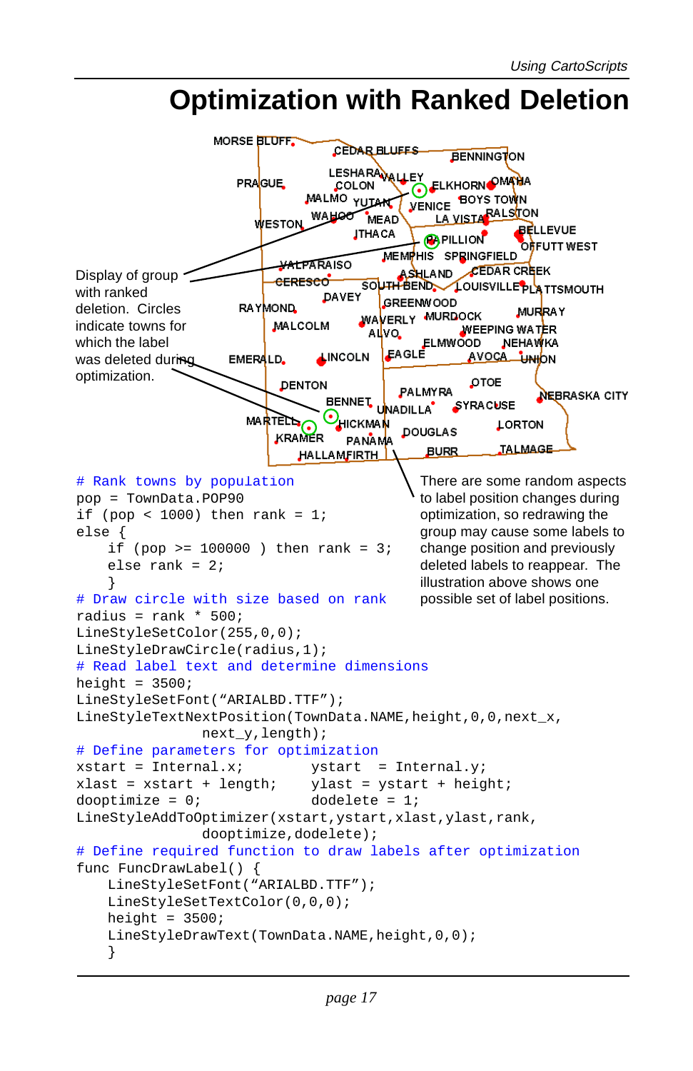# Optimization with Ranked Deletion

MORSE BLUFF
CEDAR BLUFFS
BENNINGTON
LESHARA
VALLEY
PRAGUE
COLON
ELKHORN
OMAHA
MALMO
YUTAN
BOYS TOWN
VENICE
WAHOO
MEAD
LA VISTA
RALSTON
WESTON
ITHACA
PAPILLION
BELLEVUE
OFFUTT WEST
MEMPHIS
SPRINGFIELD
VALPARAISO
ASHLAND
CEDAR CREEK
CERESCO
SOUTH BEND
LOUISVILLE
PLATTSMOUTH
DAVEY
RAYMOND
GREENWOOD
MURRAY
WAVERLY
MURDOCK
MALCOLM
ALVO
WEEPING WATER
ELMWOOD
NEHAWKA
EMERALD
LINCOLN
EAGLE
AVOCA
UNION
DENTON
OTOE
PALMYRA
NEBRASKA CITY
BENNET
UNADILLA
SYRACUSE
MARTELL
HICKMAN
LORTON
KRAMER
DOUGLAS
PANAMA
HALLAM
FIRTH
BURR
TALMAGE

Display of group with ranked deletion. Circles indicate towns for which the label was deleted during optimization.

There are some random aspects to label position changes during optimization, so redrawing the group may cause some labels to change position and previously deleted labels to reappear. The illustration above shows one possible set of label positions.

```
# Rank towns by population
pop = TownData.POP90
if (pop < 1000) then rank = 1;
else {
    if (pop >= 100000 ) then rank = 3;
    else rank = 2;
    }
# Draw circle with size based on rank
radius = rank * 500;
LineStyleSetColor(255,0,0);
LineStyleDrawCircle(radius,1);
# Read label text and determine dimensions
height = 3500;
LineStyleSetFont("ARIALBD.TTF");
LineStyleTextNextPosition(TownData.NAME,height,0,0,next_x,
                next_y,length);
# Define parameters for optimization
xstart = Internal.x;        ystart  = Internal.y;
xlast = xstart + length;    ylast = ystart + height;
dooptimize = 0;             dodelete = 1;
LineStyleAddToOptimizer(xstart,ystart,xlast,ylast,rank,
                dooptimize,dodelete);
# Define required function to draw labels after optimization
func FuncDrawLabel() {
    LineStyleSetFont("ARIALBD.TTF");
    LineStyleSetTextColor(0,0,0);
    height = 3500;
    LineStyleDrawText(TownData.NAME,height,0,0);
    }
```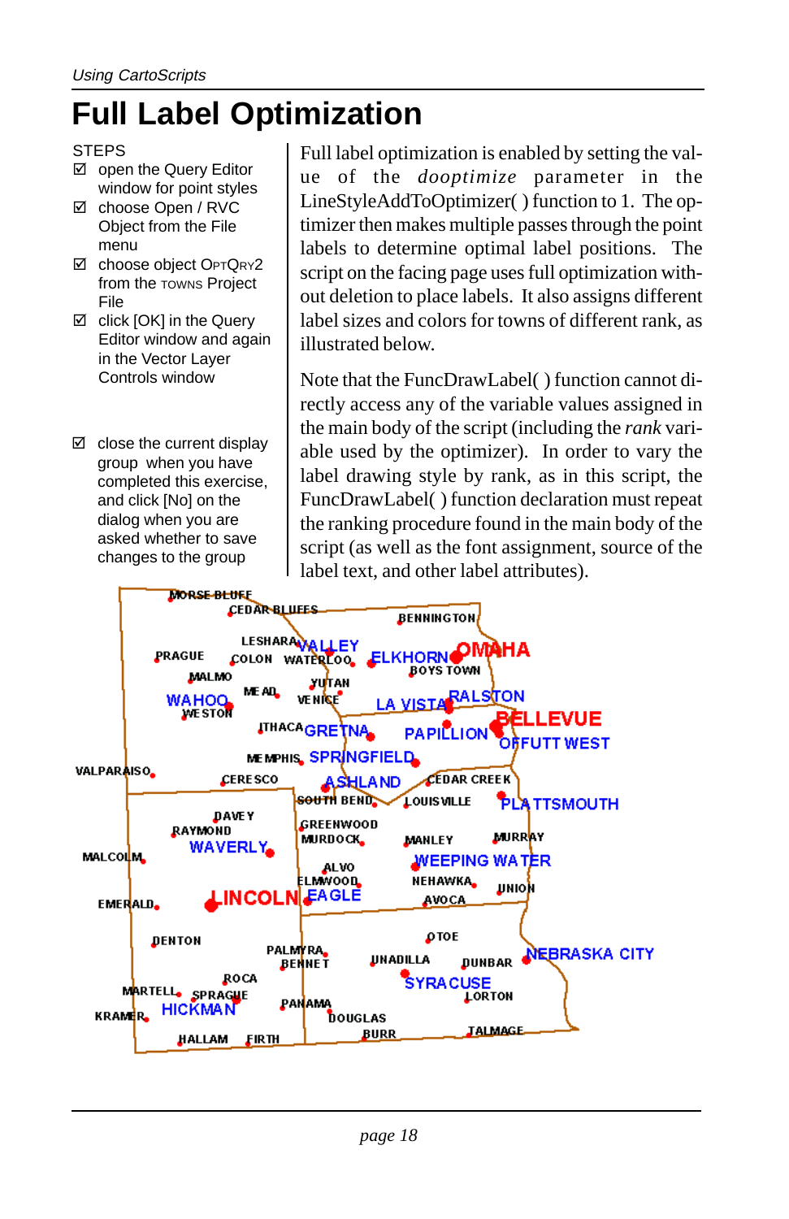# Full Label Optimization

STEPS

- ☑ open the Query Editor window for point styles
- ☑ choose Open / RVC Object from the File menu
- ☑ choose object OPTQRY2 from the TOWNS Project File
- ☑ click [OK] in the Query Editor window and again in the Vector Layer Controls window

- ☑ close the current display group when you have completed this exercise, and click [No] on the dialog when you are asked whether to save changes to the group

Full label optimization is enabled by setting the value of the *dooptimize* parameter in the LineStyleAddToOptimizer( ) function to 1. The optimizer then makes multiple passes through the point labels to determine optimal label positions. The script on the facing page uses full optimization without deletion to place labels. It also assigns different label sizes and colors for towns of different rank, as illustrated below.

Note that the FuncDrawLabel( ) function cannot directly access any of the variable values assigned in the main body of the script (including the *rank* variable used by the optimizer). In order to vary the label drawing style by rank, as in this script, the FuncDrawLabel( ) function declaration must repeat the ranking procedure found in the main body of the script (as well as the font assignment, source of the label text, and other label attributes).

MORSE BLUFF
CEDAR BLUFFS
BENNINGTON
LESHARA
VALLEY
PRAGUE
COLON
WATERLOO
ELKHORN
OMAHA
BOYS TOWN
MALMO
YUTAN
MEAD
WAHOO
VENICE
LA VISTA
RALSTON
WESTON
ITHACA
GRETNA
BELLEVUE
PAPILLION
OFFUTT WEST
VALPARAISO
MEMPHIS
SPRINGFIELD
CERESCO
ASHLAND
CEDAR CREEK
SOUTH BEND
LOUISVILLE
PLATTSMOUTH
DAVEY
RAYMOND
GREENWOOD
MURDOCK
MANLEY
MURRAY
MALCOLM
WAVERLY
WEEPING WATER
ALVO
ELMWOOD
NEHAWKA
UNION
EMERALD
LINCOLN
EAGLE
AVOCA
DENTON
OTOE
PALMYRA
BENNET
UNADILLA
DUNBAR
NEBRASKA CITY
ROCA
SYRACUSE
MARTELL
SPRAGUE
LORTON
KRAMER
HICKMAN
PANAMA
DOUGLAS
HALLAM
FIRTH
BURR
TALMAGE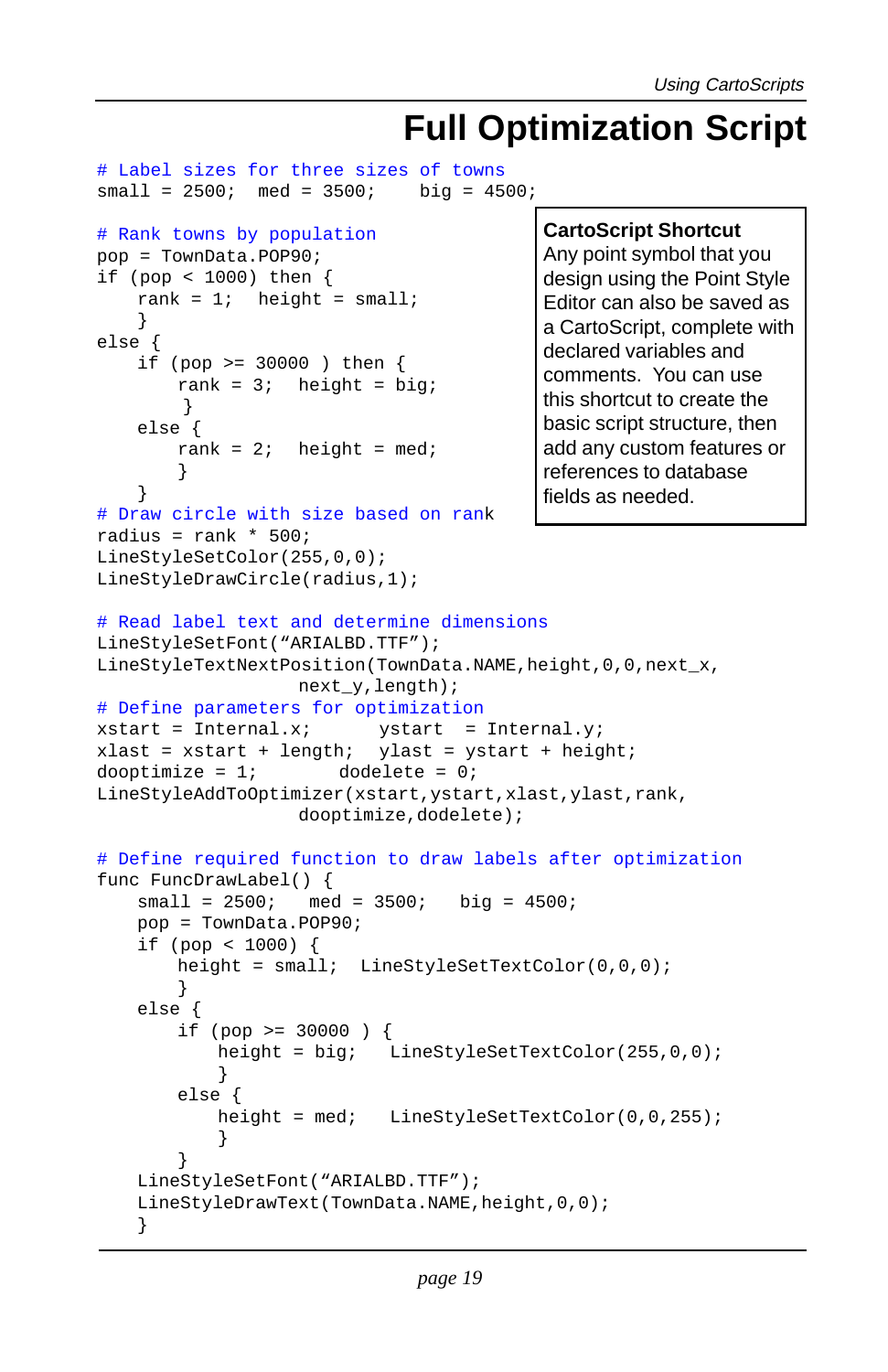# Full Optimization Script

```
# Label sizes for three sizes of towns
small = 2500;  med = 3500;    big = 4500;

# Rank towns by population
pop = TownData.POP90;
if (pop < 1000) then {
    rank = 1;  height = small;
    }
else {
    if (pop >= 30000 ) then {
        rank = 3;  height = big;
         }
    else {
        rank = 2;  height = med;
        }
    }
# Draw circle with size based on rank
radius = rank * 500;
LineStyleSetColor(255,0,0);
LineStyleDrawCircle(radius,1);

# Read label text and determine dimensions
LineStyleSetFont(“ARIALBD.TTF”);
LineStyleTextNextPosition(TownData.NAME,height,0,0,next_x,
                   next_y,length);
# Define parameters for optimization
xstart = Internal.x;      ystart  = Internal.y;
xlast = xstart + length;  ylast = ystart + height;
dooptimize = 1;        dodelete = 0;
LineStyleAddToOptimizer(xstart,ystart,xlast,ylast,rank,
                   dooptimize,dodelete);

# Define required function to draw labels after optimization
func FuncDrawLabel() {
    small = 2500;   med = 3500;   big = 4500;
    pop = TownData.POP90;
    if (pop < 1000) {
        height = small;  LineStyleSetTextColor(0,0,0);
        }
    else {
        if (pop >= 30000 ) {
            height = big;   LineStyleSetTextColor(255,0,0);
            }
        else {
            height = med;   LineStyleSetTextColor(0,0,255);
            }
        }
    LineStyleSetFont(“ARIALBD.TTF”);
    LineStyleDrawText(TownData.NAME,height,0,0);
    }
```

**CartoScript Shortcut**
Any point symbol that you design using the Point Style Editor can also be saved as a CartoScript, complete with declared variables and comments. You can use this shortcut to create the basic script structure, then add any custom features or references to database fields as needed.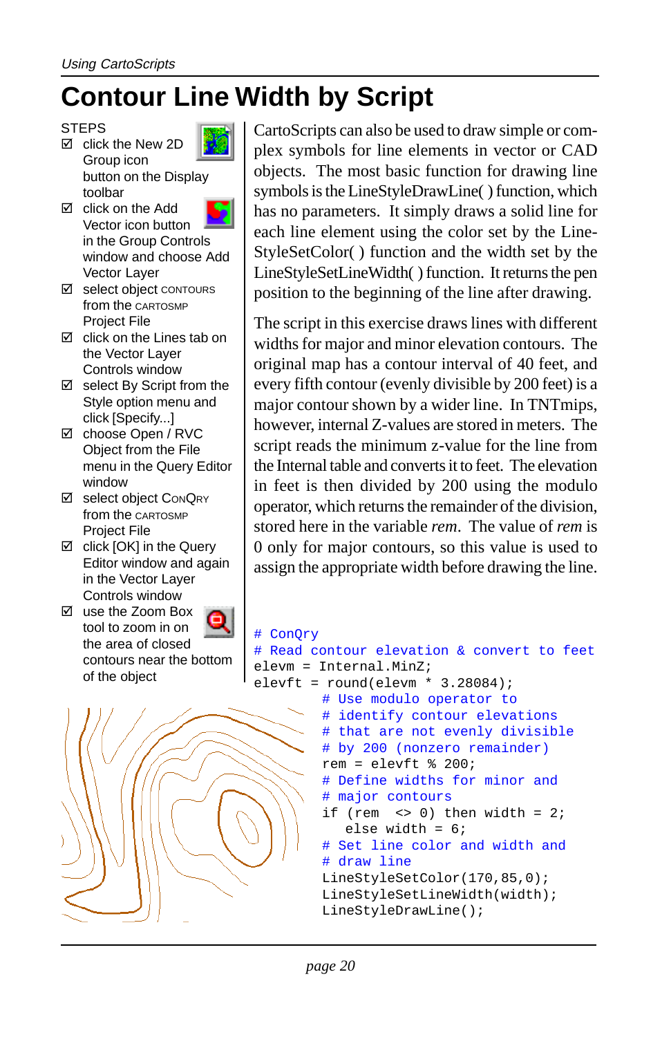# Contour Line Width by Script

STEPS

- ☑ click the New 2D Group icon button on the Display toolbar
- ☑ click on the Add Vector icon button in the Group Controls window and choose Add Vector Layer
- ☑ select object CONTOURS from the CARTOSMP Project File
- ☑ click on the Lines tab on the Vector Layer Controls window
- ☑ select By Script from the Style option menu and click [Specify...]
- ☑ choose Open / RVC Object from the File menu in the Query Editor window
- ☑ select object ConQry from the CARTOSMP Project File
- ☑ click [OK] in the Query Editor window and again in the Vector Layer Controls window
- ☑ use the Zoom Box tool to zoom in on the area of closed contours near the bottom of the object

CartoScripts can also be used to draw simple or complex symbols for line elements in vector or CAD objects. The most basic function for drawing line symbols is the LineStyleDrawLine( ) function, which has no parameters. It simply draws a solid line for each line element using the color set by the LineStyleSetColor( ) function and the width set by the LineStyleSetLineWidth( ) function. It returns the pen position to the beginning of the line after drawing.

The script in this exercise draws lines with different widths for major and minor elevation contours. The original map has a contour interval of 40 feet, and every fifth contour (evenly divisible by 200 feet) is a major contour shown by a wider line. In TNTmips, however, internal Z-values are stored in meters. The script reads the minimum z-value for the line from the Internal table and converts it to feet. The elevation in feet is then divided by 200 using the modulo operator, which returns the remainder of the division, stored here in the variable *rem*. The value of *rem* is 0 only for major contours, so this value is used to assign the appropriate width before drawing the line.

```
# ConQry
# Read contour elevation & convert to feet
elevm = Internal.MinZ;
elevft = round(elevm * 3.28084);
        # Use modulo operator to
        # identify contour elevations
        # that are not evenly divisible
        # by 200 (nonzero remainder)
        rem = elevft % 200;
        # Define widths for minor and
        # major contours
        if (rem  <> 0) then width = 2;
           else width = 6;
        # Set line color and width and
        # draw line
        LineStyleSetColor(170,85,0);
        LineStyleSetLineWidth(width);
        LineStyleDrawLine();
```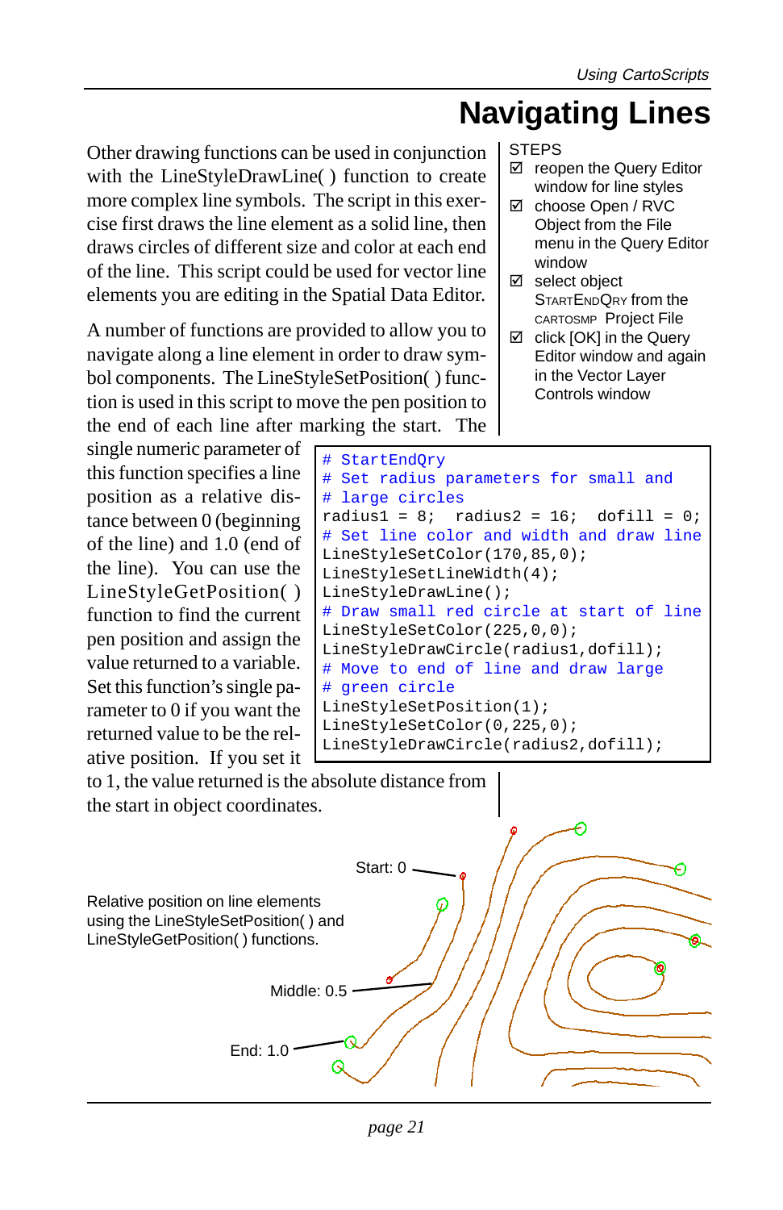# Navigating Lines

Other drawing functions can be used in conjunction with the LineStyleDrawLine( ) function to create more complex line symbols. The script in this exercise first draws the line element as a solid line, then draws circles of different size and color at each end of the line. This script could be used for vector line elements you are editing in the Spatial Data Editor.

A number of functions are provided to allow you to navigate along a line element in order to draw symbol components. The LineStyleSetPosition( ) function is used in this script to move the pen position to the end of each line after marking the start. The single numeric parameter of this function specifies a line position as a relative distance between 0 (beginning of the line) and 1.0 (end of the line). You can use the LineStyleGetPosition( ) function to find the current pen position and assign the value returned to a variable. Set this function's single parameter to 0 if you want the returned value to be the relative position. If you set it to 1, the value returned is the absolute distance from the start in object coordinates.

STEPS

- ☑ reopen the Query Editor window for line styles
- ☑ choose Open / RVC Object from the File menu in the Query Editor window
- ☑ select object STARTENDQRY from the CARTOSMP Project File
- ☑ click [OK] in the Query Editor window and again in the Vector Layer Controls window

```
# StartEndQry
# Set radius parameters for small and
# large circles
radius1 = 8;  radius2 = 16;  dofill = 0;
# Set line color and width and draw line
LineStyleSetColor(170,85,0);
LineStyleSetLineWidth(4);
LineStyleDrawLine();
# Draw small red circle at start of line
LineStyleSetColor(225,0,0);
LineStyleDrawCircle(radius1,dofill);
# Move to end of line and draw large
# green circle
LineStyleSetPosition(1);
LineStyleSetColor(0,225,0);
LineStyleDrawCircle(radius2,dofill);
```

Start: 0

Middle: 0.5

End: 1.0

Relative position on line elements using the LineStyleSetPosition( ) and LineStyleGetPosition( ) functions.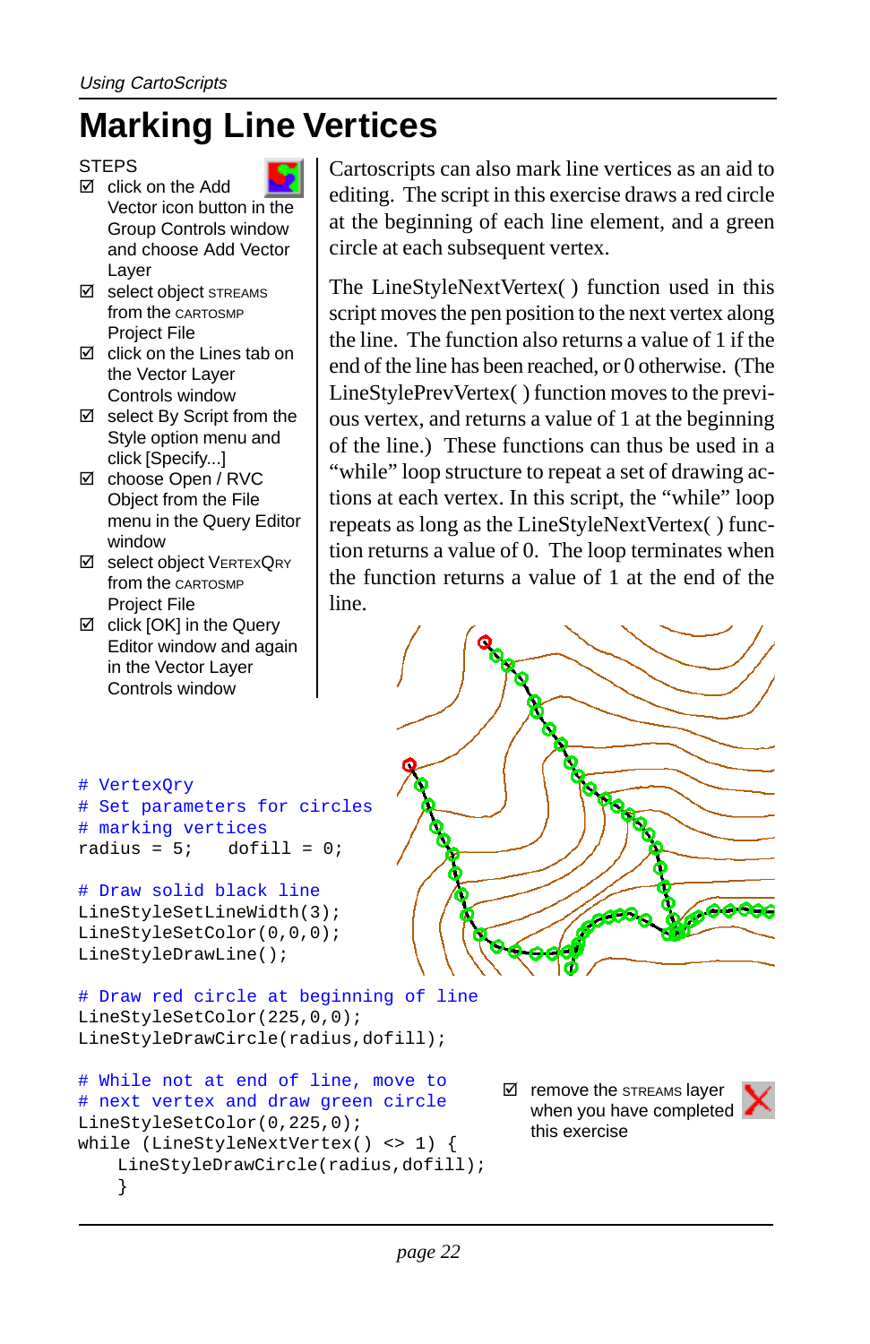# Marking Line Vertices

STEPS

- ☑ click on the Add Vector icon button in the Group Controls window and choose Add Vector Layer
- ☑ select object STREAMS from the CARTOSMP Project File
- ☑ click on the Lines tab on the Vector Layer Controls window
- ☑ select By Script from the Style option menu and click [Specify...]
- ☑ choose Open / RVC Object from the File menu in the Query Editor window
- ☑ select object VERTEXQRY from the CARTOSMP Project File
- ☑ click [OK] in the Query Editor window and again in the Vector Layer Controls window

Cartoscripts can also mark line vertices as an aid to editing. The script in this exercise draws a red circle at the beginning of each line element, and a green circle at each subsequent vertex.

The LineStyleNextVertex( ) function used in this script moves the pen position to the next vertex along the line. The function also returns a value of 1 if the end of the line has been reached, or 0 otherwise. (The LineStylePrevVertex( ) function moves to the previous vertex, and returns a value of 1 at the beginning of the line.) These functions can thus be used in a “while” loop structure to repeat a set of drawing actions at each vertex. In this script, the “while” loop repeats as long as the LineStyleNextVertex( ) function returns a value of 0. The loop terminates when the function returns a value of 1 at the end of the line.

```
# VertexQry
# Set parameters for circles
# marking vertices
radius = 5;    dofill = 0;

# Draw solid black line
LineStyleSetLineWidth(3);
LineStyleSetColor(0,0,0);
LineStyleDrawLine();

# Draw red circle at beginning of line
LineStyleSetColor(225,0,0);
LineStyleDrawCircle(radius,dofill);

# While not at end of line, move to
# next vertex and draw green circle
LineStyleSetColor(0,225,0);
while (LineStyleNextVertex() <> 1) {
    LineStyleDrawCircle(radius,dofill);
    }
```

- ☑ remove the STREAMS layer when you have completed this exercise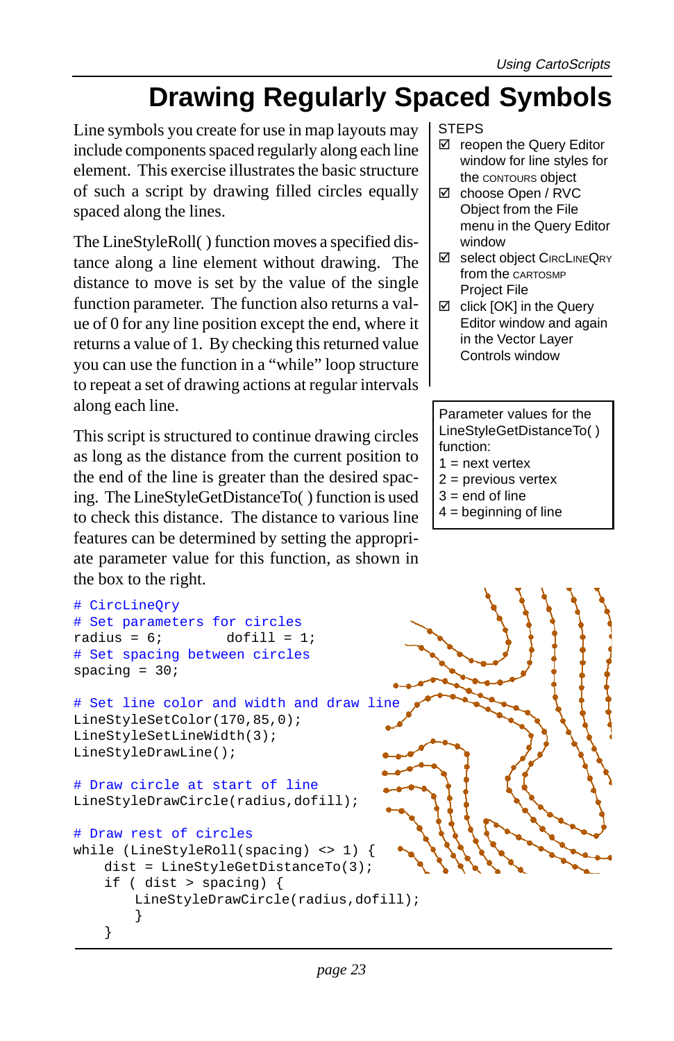# Drawing Regularly Spaced Symbols

Line symbols you create for use in map layouts may include components spaced regularly along each line element. This exercise illustrates the basic structure of such a script by drawing filled circles equally spaced along the lines.

The LineStyleRoll( ) function moves a specified distance along a line element without drawing. The distance to move is set by the value of the single function parameter. The function also returns a value of 0 for any line position except the end, where it returns a value of 1. By checking this returned value you can use the function in a “while” loop structure to repeat a set of drawing actions at regular intervals along each line.

This script is structured to continue drawing circles as long as the distance from the current position to the end of the line is greater than the desired spacing. The LineStyleGetDistanceTo( ) function is used to check this distance. The distance to various line features can be determined by setting the appropriate parameter value for this function, as shown in the box to the right.

STEPS

- ☑ reopen the Query Editor window for line styles for the CONTOURS object
- ☑ choose Open / RVC Object from the File menu in the Query Editor window
- ☑ select object CIRCLINEQRY from the CARTOSMP Project File
- ☑ click [OK] in the Query Editor window and again in the Vector Layer Controls window

Parameter values for the LineStyleGetDistanceTo( ) function:
1 = next vertex
2 = previous vertex
3 = end of line
4 = beginning of line

```
# CircLineQry
# Set parameters for circles
radius = 6;        dofill = 1;
# Set spacing between circles
spacing = 30;

# Set line color and width and draw line
LineStyleSetColor(170,85,0);
LineStyleSetLineWidth(3);
LineStyleDrawLine();

# Draw circle at start of line
LineStyleDrawCircle(radius,dofill);

# Draw rest of circles
while (LineStyleRoll(spacing) <> 1) {
    dist = LineStyleGetDistanceTo(3);
    if ( dist > spacing) {
        LineStyleDrawCircle(radius,dofill);
        }
    }
```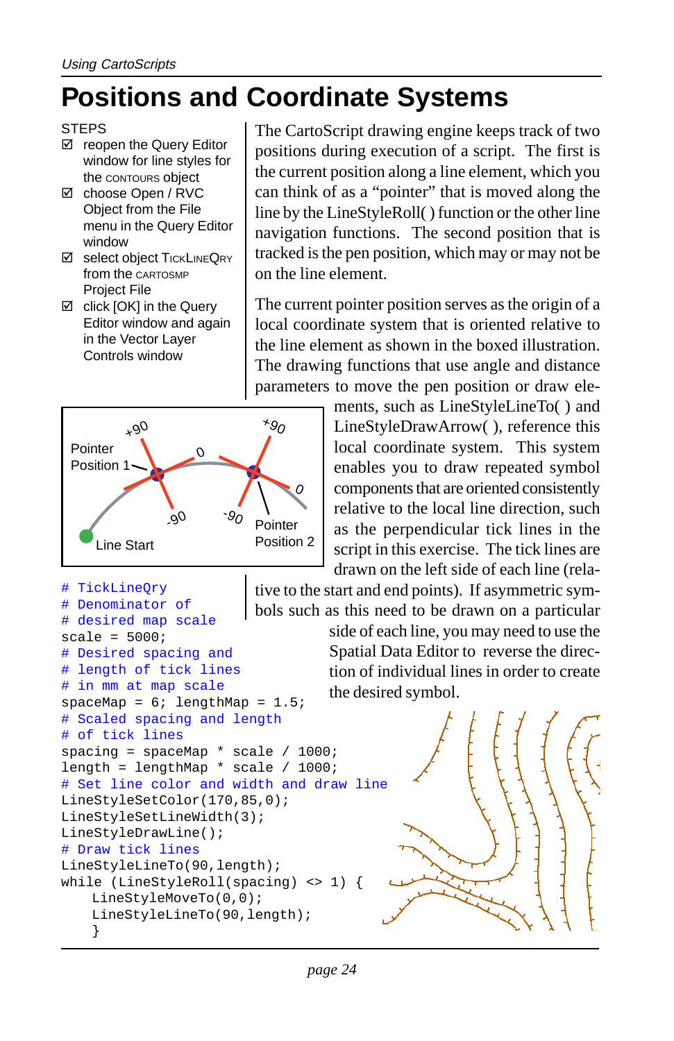# Positions and Coordinate Systems

STEPS

- ☑ reopen the Query Editor window for line styles for the CONTOURS object
- ☑ choose Open / RVC Object from the File menu in the Query Editor window
- ☑ select object TICKLINEQRY from the CARTOSMP Project File
- ☑ click [OK] in the Query Editor window and again in the Vector Layer Controls window

The CartoScript drawing engine keeps track of two positions during execution of a script. The first is the current position along a line element, which you can think of as a "pointer" that is moved along the line by the LineStyleRoll( ) function or the other line navigation functions. The second position that is tracked is the pen position, which may or may not be on the line element.

The current pointer position serves as the origin of a local coordinate system that is oriented relative to the line element as shown in the boxed illustration. The drawing functions that use angle and distance parameters to move the pen position or draw elements, such as LineStyleLineTo( ) and LineStyleDrawArrow( ), reference this local coordinate system. This system enables you to draw repeated symbol components that are oriented consistently relative to the local line direction, such as the perpendicular tick lines in the script in this exercise. The tick lines are drawn on the left side of each line (relative to the start and end points). If asymmetric symbols such as this need to be drawn on a particular side of each line, you may need to use the Spatial Data Editor to reverse the direction of individual lines in order to create the desired symbol.

Pointer Position 1
+90
0
-90
+90
0
-90
Pointer Position 2
Line Start

```
# TickLineQry
# Denominator of
# desired map scale
scale = 5000;
# Desired spacing and
# length of tick lines
# in mm at map scale
spaceMap = 6; lengthMap = 1.5;
# Scaled spacing and length
# of tick lines
spacing = spaceMap * scale / 1000;
length = lengthMap * scale / 1000;
# Set line color and width and draw line
LineStyleSetColor(170,85,0);
LineStyleSetLineWidth(3);
LineStyleDrawLine();
# Draw tick lines
LineStyleLineTo(90,length);
while (LineStyleRoll(spacing) <> 1) {
    LineStyleMoveTo(0,0);
    LineStyleLineTo(90,length);
    }
```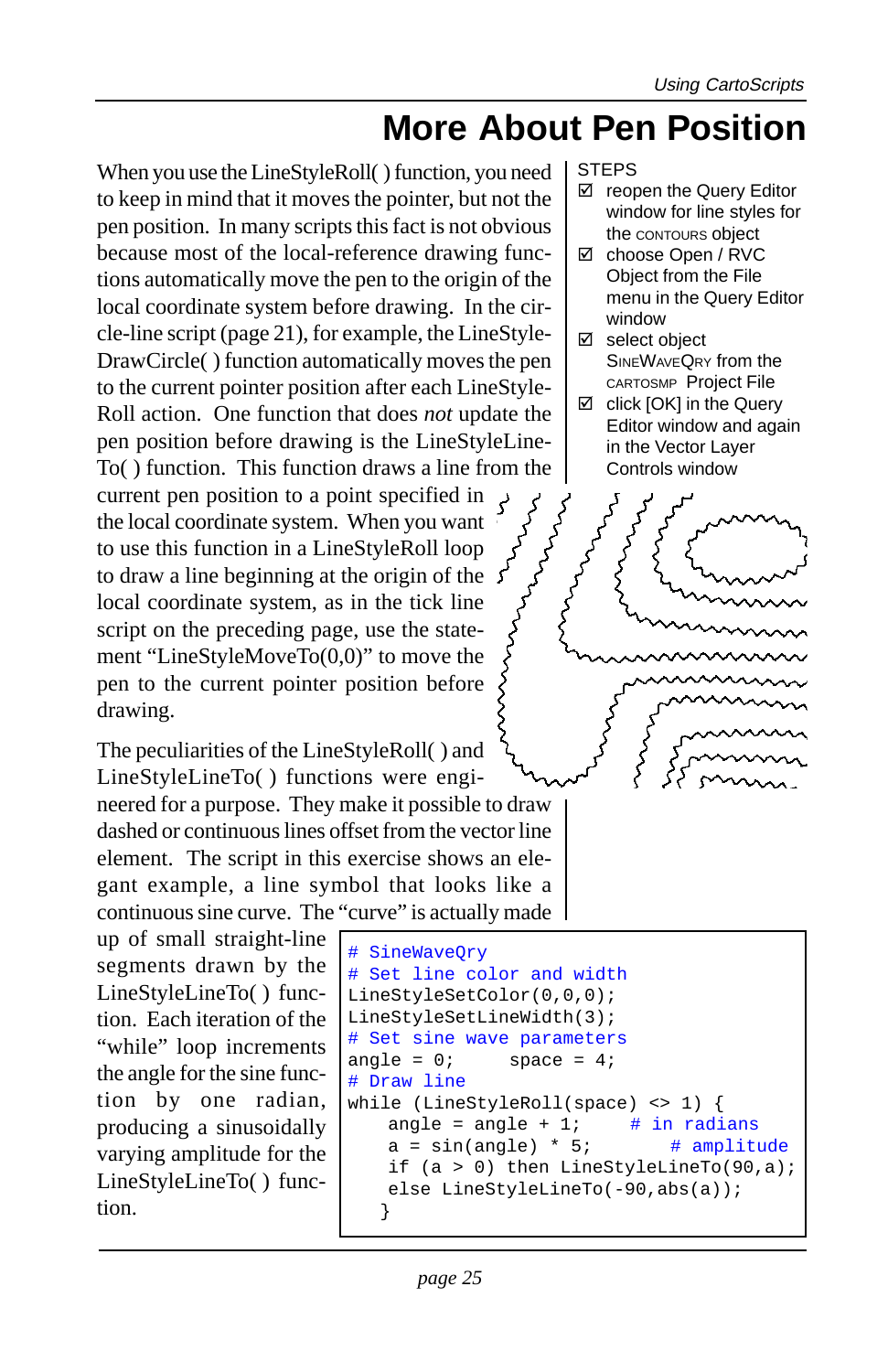# More About Pen Position

When you use the LineStyleRoll( ) function, you need to keep in mind that it moves the pointer, but not the pen position. In many scripts this fact is not obvious because most of the local-reference drawing functions automatically move the pen to the origin of the local coordinate system before drawing. In the circle-line script (page 21), for example, the LineStyleDrawCircle( ) function automatically moves the pen to the current pointer position after each LineStyleRoll action. One function that does *not* update the pen position before drawing is the LineStyleLineTo( ) function. This function draws a line from the current pen position to a point specified in the local coordinate system. When you want to use this function in a LineStyleRoll loop to draw a line beginning at the origin of the local coordinate system, as in the tick line script on the preceding page, use the statement "LineStyleMoveTo(0,0)" to move the pen to the current pointer position before drawing.

The peculiarities of the LineStyleRoll( ) and LineStyleLineTo( ) functions were engineered for a purpose. They make it possible to draw dashed or continuous lines offset from the vector line element. The script in this exercise shows an elegant example, a line symbol that looks like a continuous sine curve. The "curve" is actually made up of small straight-line segments drawn by the LineStyleLineTo( ) function. Each iteration of the "while" loop increments the angle for the sine function by one radian, producing a sinusoidally varying amplitude for the LineStyleLineTo( ) function.

STEPS

- ☑ reopen the Query Editor window for line styles for the CONTOURS object
- ☑ choose Open / RVC Object from the File menu in the Query Editor window
- ☑ select object SINEWAVEQRY from the CARTOSMP Project File
- ☑ click [OK] in the Query Editor window and again in the Vector Layer Controls window

```
# SineWaveQry
# Set line color and width
LineStyleSetColor(0,0,0);
LineStyleSetLineWidth(3);
# Set sine wave parameters
angle = 0;      space = 4;
# Draw line
while (LineStyleRoll(space) <> 1) {
    angle = angle + 1;      # in radians
    a = sin(angle) * 5;        # amplitude
    if (a > 0) then LineStyleLineTo(90,a);
    else LineStyleLineTo(-90,abs(a));
   }
```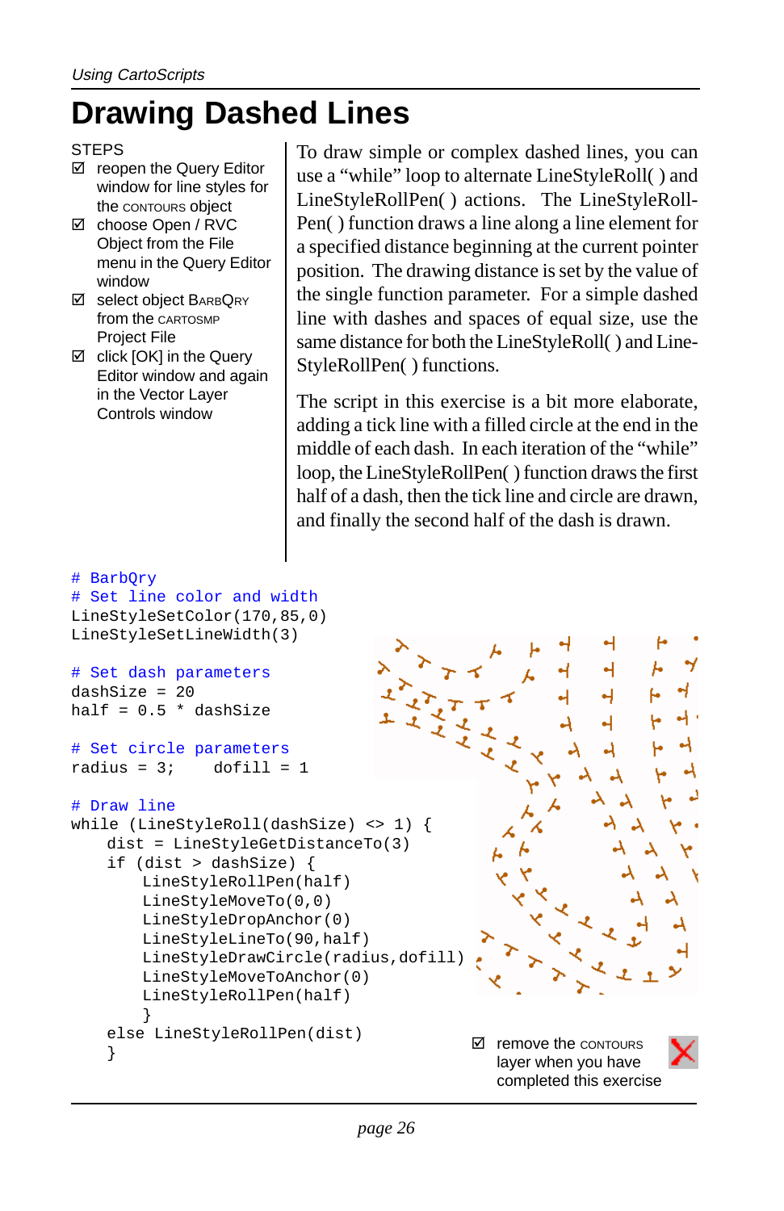# Drawing Dashed Lines

STEPS

- ☑ reopen the Query Editor window for line styles for the CONTOURS object
- ☑ choose Open / RVC Object from the File menu in the Query Editor window
- ☑ select object BARBQRY from the CARTOSMP Project File
- ☑ click [OK] in the Query Editor window and again in the Vector Layer Controls window

To draw simple or complex dashed lines, you can use a “while” loop to alternate LineStyleRoll( ) and LineStyleRollPen( ) actions. The LineStyleRollPen( ) function draws a line along a line element for a specified distance beginning at the current pointer position. The drawing distance is set by the value of the single function parameter. For a simple dashed line with dashes and spaces of equal size, use the same distance for both the LineStyleRoll( ) and LineStyleRollPen( ) functions.

The script in this exercise is a bit more elaborate, adding a tick line with a filled circle at the end in the middle of each dash. In each iteration of the “while” loop, the LineStyleRollPen( ) function draws the first half of a dash, then the tick line and circle are drawn, and finally the second half of the dash is drawn.

```
# BarbQry
# Set line color and width
LineStyleSetColor(170,85,0)
LineStyleSetLineWidth(3)

# Set dash parameters
dashSize = 20
half = 0.5 * dashSize

# Set circle parameters
radius = 3;    dofill = 1

# Draw line
while (LineStyleRoll(dashSize) <> 1) {
    dist = LineStyleGetDistanceTo(3)
    if (dist > dashSize) {
        LineStyleRollPen(half)
        LineStyleMoveTo(0,0)
        LineStyleDropAnchor(0)
        LineStyleLineTo(90,half)
        LineStyleDrawCircle(radius,dofill)
        LineStyleMoveToAnchor(0)
        LineStyleRollPen(half)
        }
    else LineStyleRollPen(dist)
    }
```

☑ remove the CONTOURS layer when you have completed this exercise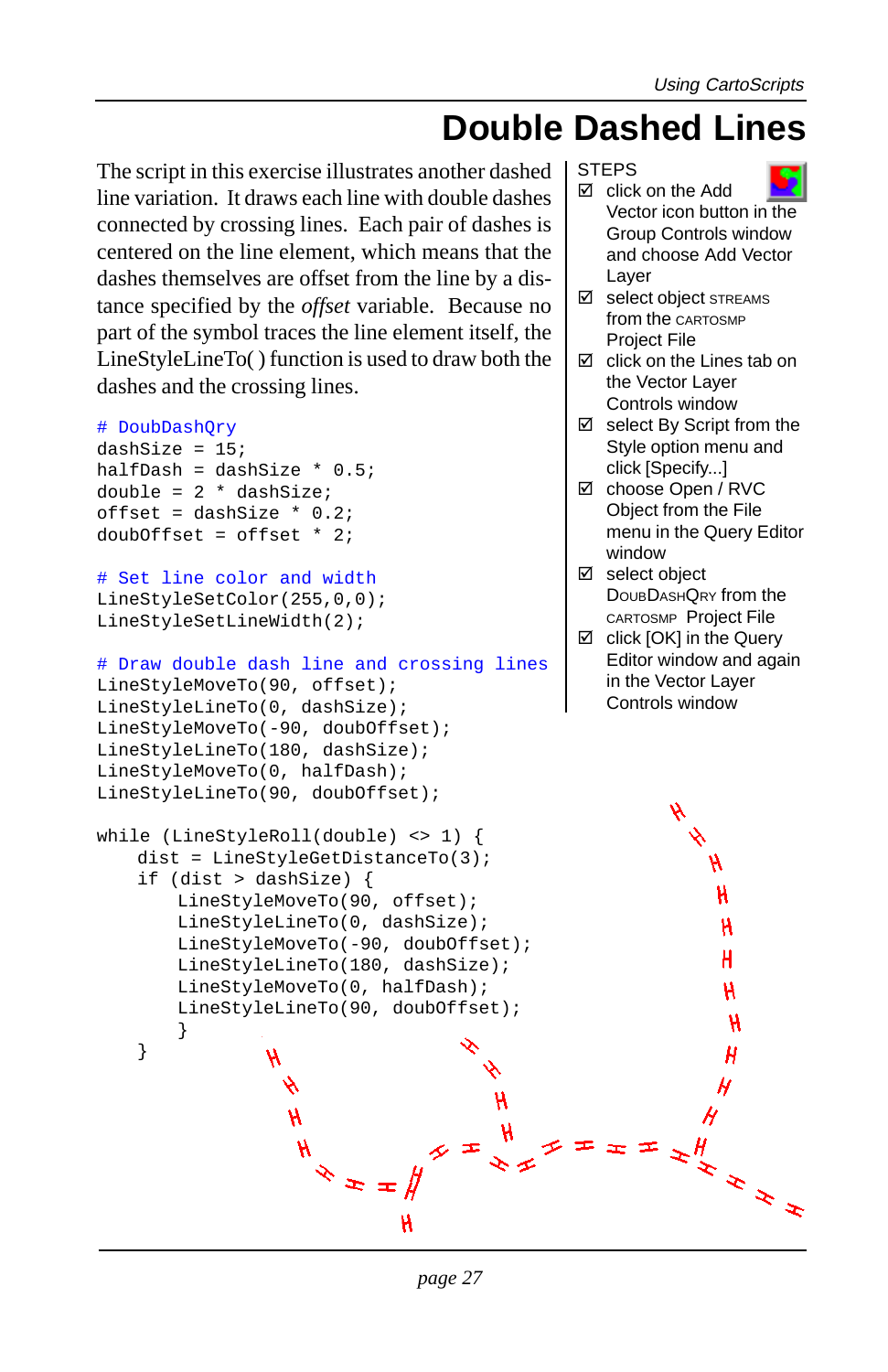# Double Dashed Lines

The script in this exercise illustrates another dashed line variation. It draws each line with double dashes connected by crossing lines. Each pair of dashes is centered on the line element, which means that the dashes themselves are offset from the line by a distance specified by the *offset* variable. Because no part of the symbol traces the line element itself, the LineStyleLineTo( ) function is used to draw both the dashes and the crossing lines.

```
# DoubDashQry
dashSize = 15;
halfDash = dashSize * 0.5;
double = 2 * dashSize;
offset = dashSize * 0.2;
doubOffset = offset * 2;

# Set line color and width
LineStyleSetColor(255,0,0);
LineStyleSetLineWidth(2);

# Draw double dash line and crossing lines
LineStyleMoveTo(90, offset);
LineStyleLineTo(0, dashSize);
LineStyleMoveTo(-90, doubOffset);
LineStyleLineTo(180, dashSize);
LineStyleMoveTo(0, halfDash);
LineStyleLineTo(90, doubOffset);

while (LineStyleRoll(double) <> 1) {
    dist = LineStyleGetDistanceTo(3);
    if (dist > dashSize) {
        LineStyleMoveTo(90, offset);
        LineStyleLineTo(0, dashSize);
        LineStyleMoveTo(-90, doubOffset);
        LineStyleLineTo(180, dashSize);
        LineStyleMoveTo(0, halfDash);
        LineStyleLineTo(90, doubOffset);
        }
    }
```

STEPS

- ☑ click on the Add Vector icon button in the Group Controls window and choose Add Vector Layer
- ☑ select object STREAMS from the CARTOSMP Project File
- ☑ click on the Lines tab on the Vector Layer Controls window
- ☑ select By Script from the Style option menu and click [Specify...]
- ☑ choose Open / RVC Object from the File menu in the Query Editor window
- ☑ select object DOUBDASHQRY from the CARTOSMP Project File
- ☑ click [OK] in the Query Editor window and again in the Vector Layer Controls window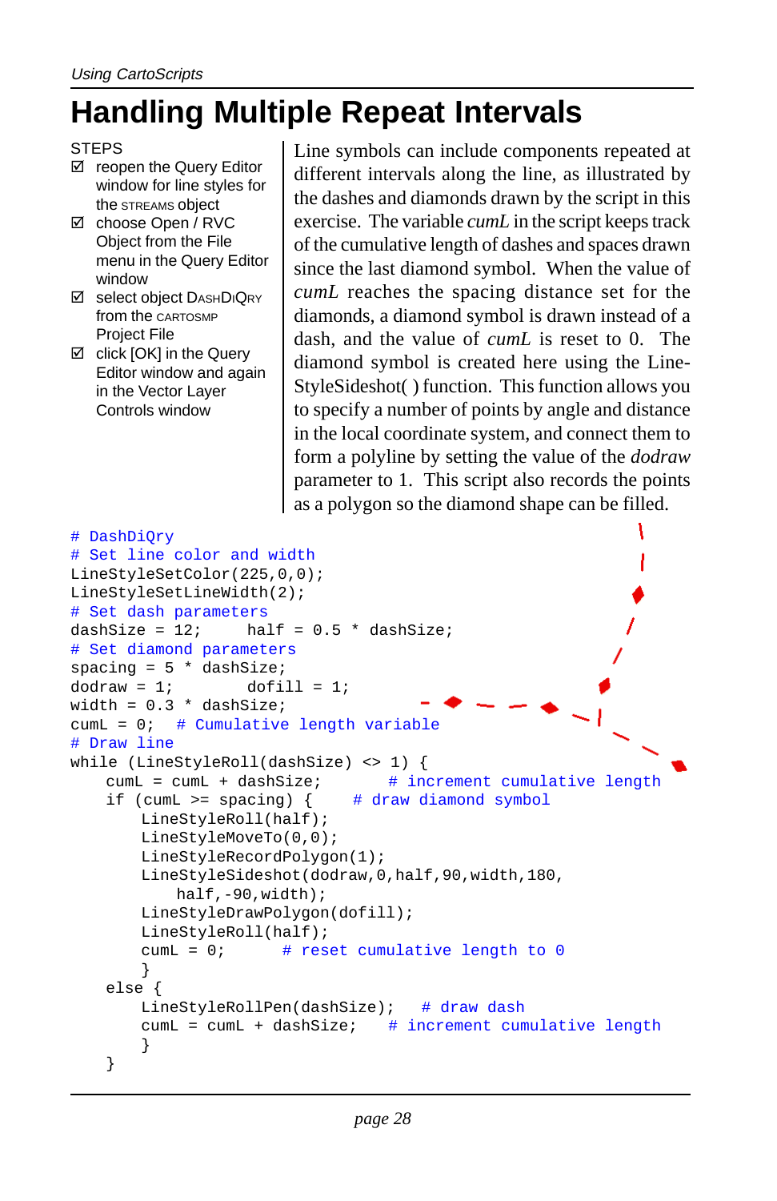# Handling Multiple Repeat Intervals

STEPS

☑ reopen the Query Editor window for line styles for the STREAMS object

☑ choose Open / RVC Object from the File menu in the Query Editor window

☑ select object DASHDIQRY from the CARTOSMP Project File

☑ click [OK] in the Query Editor window and again in the Vector Layer Controls window

Line symbols can include components repeated at different intervals along the line, as illustrated by the dashes and diamonds drawn by the script in this exercise. The variable *cumL* in the script keeps track of the cumulative length of dashes and spaces drawn since the last diamond symbol. When the value of *cumL* reaches the spacing distance set for the diamonds, a diamond symbol is drawn instead of a dash, and the value of *cumL* is reset to 0. The diamond symbol is created here using the LineStyleSideshot( ) function. This function allows you to specify a number of points by angle and distance in the local coordinate system, and connect them to form a polyline by setting the value of the *dodraw* parameter to 1. This script also records the points as a polygon so the diamond shape can be filled.

```
# DashDiQry
# Set line color and width
LineStyleSetColor(225,0,0);
LineStyleSetLineWidth(2);
# Set dash parameters
dashSize = 12;     half = 0.5 * dashSize;
# Set diamond parameters
spacing = 5 * dashSize;
dodraw = 1;        dofill = 1;
width = 0.3 * dashSize;
cumL = 0;  # Cumulative length variable
# Draw line
while (LineStyleRoll(dashSize) <> 1) {
    cumL = cumL + dashSize;       # increment cumulative length
    if (cumL >= spacing) {    # draw diamond symbol
        LineStyleRoll(half);
        LineStyleMoveTo(0,0);
        LineStyleRecordPolygon(1);
        LineStyleSideshot(dodraw,0,half,90,width,180,
            half,-90,width);
        LineStyleDrawPolygon(dofill);
        LineStyleRoll(half);
        cumL = 0;      # reset cumulative length to 0
        }
    else {
        LineStyleRollPen(dashSize);   # draw dash
        cumL = cumL + dashSize;    # increment cumulative length
        }
    }
```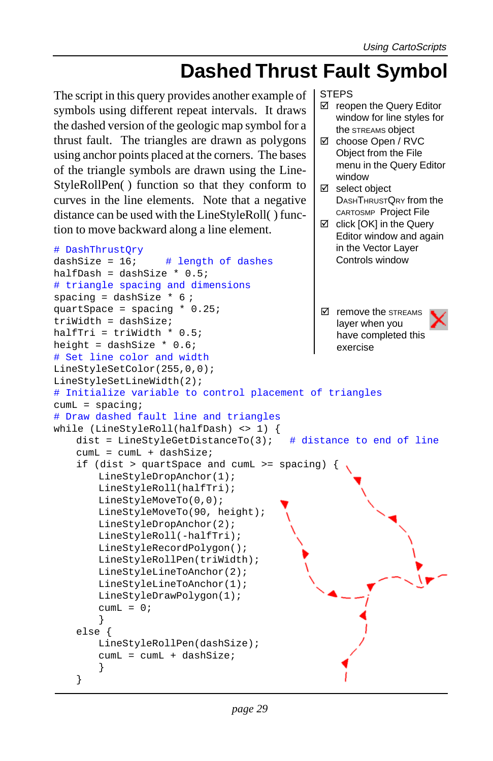// Dashed Thrust Fault Symbol

# Dashed Thrust Fault Symbol

The script in this query provides another example of symbols using different repeat intervals. It draws the dashed version of the geologic map symbol for a thrust fault. The triangles are drawn as polygons using anchor points placed at the corners. The bases of the triangle symbols are drawn using the LineStyleRollPen( ) function so that they conform to curves in the line elements. Note that a negative distance can be used with the LineStyleRoll( ) function to move backward along a line element.

```
# DashThrustQry
dashSize = 16;    # length of dashes
halfDash = dashSize * 0.5;
# triangle spacing and dimensions
spacing = dashSize * 6 ;
quartSpace = spacing * 0.25;
triWidth = dashSize;
halfTri = triWidth * 0.5;
height = dashSize * 0.6;
# Set line color and width
LineStyleSetColor(255,0,0);
LineStyleSetLineWidth(2);
# Initialize variable to control placement of triangles
cumL = spacing;
# Draw dashed fault line and triangles
while (LineStyleRoll(halfDash) <> 1) {
    dist = LineStyleGetDistanceTo(3);   # distance to end of line
    cumL = cumL + dashSize;
    if (dist > quartSpace and cumL >= spacing) {
        LineStyleDropAnchor(1);
        LineStyleRoll(halfTri);
        LineStyleMoveTo(0,0);
        LineStyleMoveTo(90, height);
        LineStyleDropAnchor(2);
        LineStyleRoll(-halfTri);
        LineStyleRecordPolygon();
        LineStyleRollPen(triWidth);
        LineStyleLineToAnchor(2);
        LineStyleLineToAnchor(1);
        LineStyleDrawPolygon(1);
        cumL = 0;
        }
    else {
        LineStyleRollPen(dashSize);
        cumL = cumL + dashSize;
        }
    }
```

STEPS

- ☑ reopen the Query Editor window for line styles for the STREAMS object
- ☑ choose Open / RVC Object from the File menu in the Query Editor window
- ☑ select object DASHTHRUSTQRY from the CARTOSMP Project File
- ☑ click [OK] in the Query Editor window and again in the Vector Layer Controls window
- ☑ remove the STREAMS layer when you have completed this exercise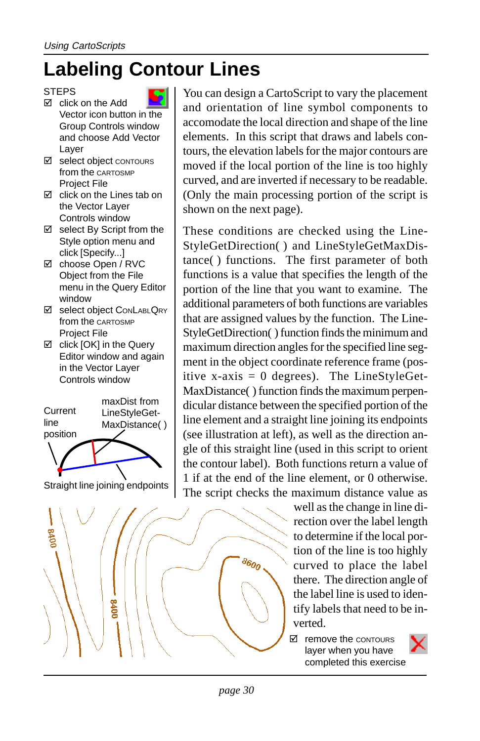# Labeling Contour Lines

STEPS

- ☑ click on the Add Vector icon button in the Group Controls window and choose Add Vector Layer
- ☑ select object CONTOURS from the CARTOSMP Project File
- ☑ click on the Lines tab on the Vector Layer Controls window
- ☑ select By Script from the Style option menu and click [Specify...]
- ☑ choose Open / RVC Object from the File menu in the Query Editor window
- ☑ select object CONLABLQRY from the CARTOSMP Project File
- ☑ click [OK] in the Query Editor window and again in the Vector Layer Controls window

Current line position

maxDist from LineStyleGet-MaxDistance( )

Straight line joining endpoints

You can design a CartoScript to vary the placement and orientation of line symbol components to accomodate the local direction and shape of the line elements. In this script that draws and labels contours, the elevation labels for the major contours are moved if the local portion of the line is too highly curved, and are inverted if necessary to be readable. (Only the main processing portion of the script is shown on the next page).

These conditions are checked using the LineStyleGetDirection( ) and LineStyleGetMaxDistance( ) functions. The first parameter of both functions is a value that specifies the length of the portion of the line that you want to examine. The additional parameters of both functions are variables that are assigned values by the function. The LineStyleGetDirection( ) function finds the minimum and maximum direction angles for the specified line segment in the object coordinate reference frame (positive x-axis = 0 degrees). The LineStyleGetMaxDistance( ) function finds the maximum perpendicular distance between the specified portion of the line element and a straight line joining its endpoints (see illustration at left), as well as the direction angle of this straight line (used in this script to orient the contour label). Both functions return a value of 1 if at the end of the line element, or 0 otherwise. The script checks the maximum distance value as well as the change in line direction over the label length to determine if the local portion of the line is too highly curved to place the label there. The direction angle of the label line is used to identify labels that need to be inverted.

8400

8400

8600

- ☑ remove the CONTOURS layer when you have completed this exercise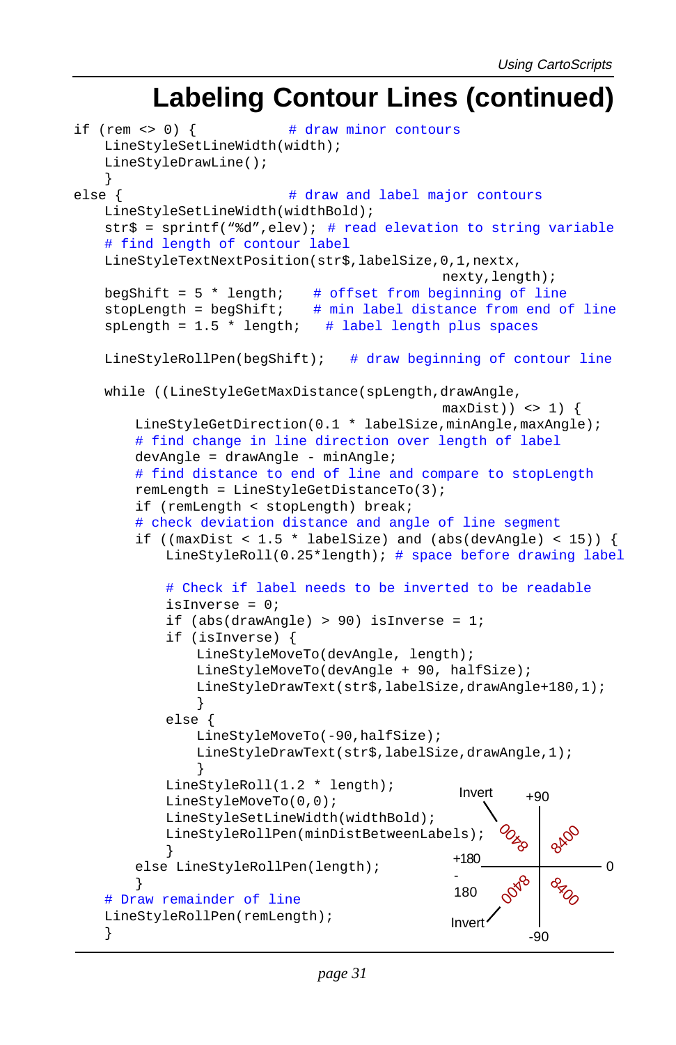# Labeling Contour Lines (continued)

```
if (rem <> 0) {            # draw minor contours
    LineStyleSetLineWidth(width);
    LineStyleDrawLine();
    }
else {                     # draw and label major contours
    LineStyleSetLineWidth(widthBold);
    str$ = sprintf("%d",elev); # read elevation to string variable
    # find length of contour label
    LineStyleTextNextPosition(str$,labelSize,0,1,nextx,
                                          nexty,length);
    begShift = 5 * length;    # offset from beginning of line
    stopLength = begShift;    # min label distance from end of line
    spLength = 1.5 * length;   # label length plus spaces

    LineStyleRollPen(begShift);   # draw beginning of contour line

    while ((LineStyleGetMaxDistance(spLength,drawAngle,
                                          maxDist)) <> 1) {
        LineStyleGetDirection(0.1 * labelSize,minAngle,maxAngle);
        # find change in line direction over length of label
        devAngle = drawAngle - minAngle;
        # find distance to end of line and compare to stopLength
        remLength = LineStyleGetDistanceTo(3);
        if (remLength < stopLength) break;
        # check deviation distance and angle of line segment
        if ((maxDist < 1.5 * labelSize) and (abs(devAngle) < 15)) {
            LineStyleRoll(0.25*length); # space before drawing label

            # Check if label needs to be inverted to be readable
            isInverse = 0;
            if (abs(drawAngle) > 90) isInverse = 1;
            if (isInverse) {
                LineStyleMoveTo(devAngle, length);
                LineStyleMoveTo(devAngle + 90, halfSize);
                LineStyleDrawText(str$,labelSize,drawAngle+180,1);
                }
            else {
                LineStyleMoveTo(-90,halfSize);
                LineStyleDrawText(str$,labelSize,drawAngle,1);
                }
            LineStyleRoll(1.2 * length);
            LineStyleMoveTo(0,0);
            LineStyleSetLineWidth(widthBold);
            LineStyleRollPen(minDistBetweenLabels);
            }
        else LineStyleRollPen(length);
        }
    # Draw remainder of line
    LineStyleRollPen(remLength);
    }
```

Invent

+90

8400

8400

+180

0

-

180

8400

8400

Invert

-90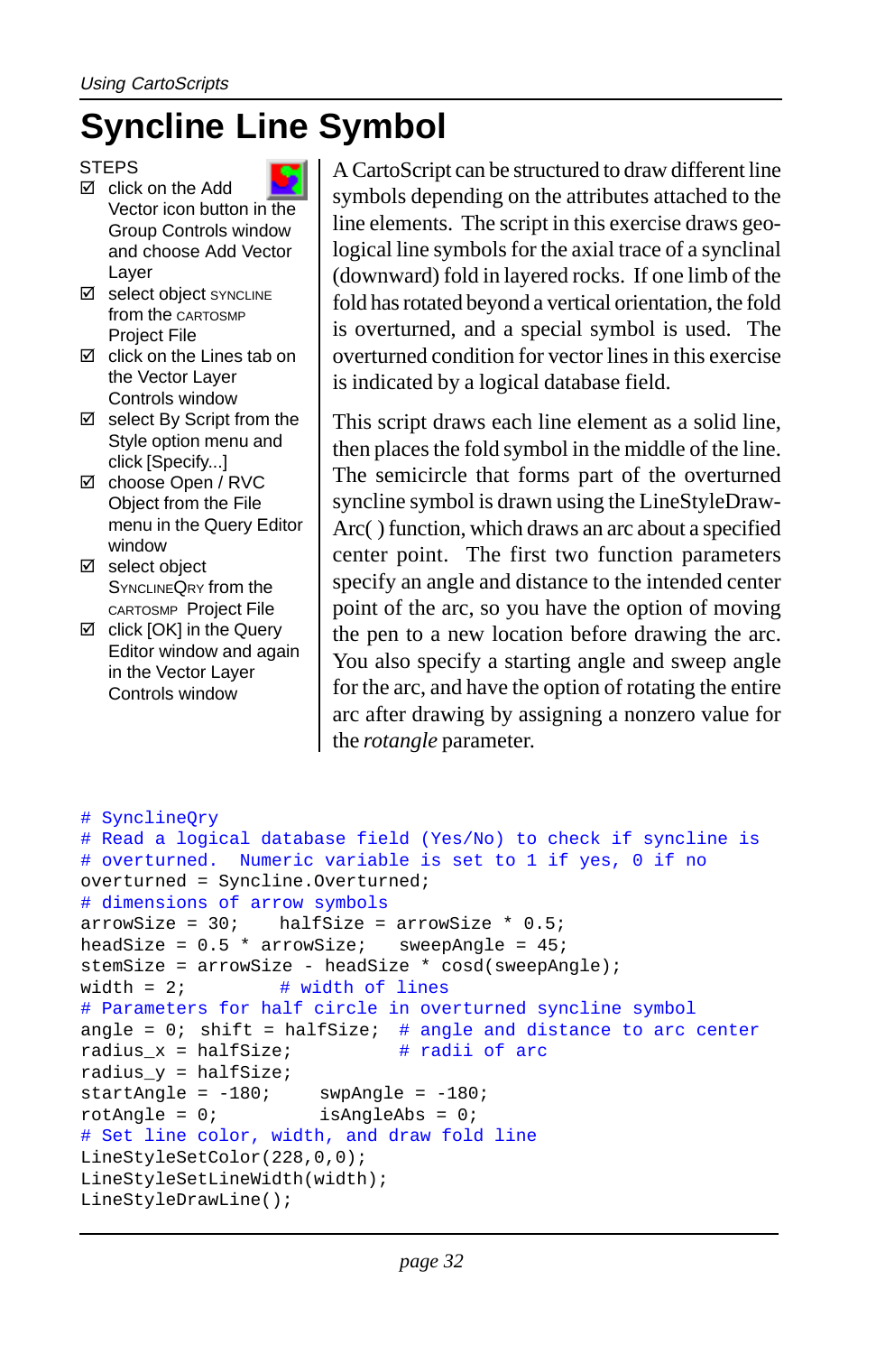# Syncline Line Symbol

STEPS

- ☑ click on the Add Vector icon button in the Group Controls window and choose Add Vector Layer
- ☑ select object SYNCLINE from the CARTOSMP Project File
- ☑ click on the Lines tab on the Vector Layer Controls window
- ☑ select By Script from the Style option menu and click [Specify...]
- ☑ choose Open / RVC Object from the File menu in the Query Editor window
- ☑ select object SYNCLINEQRY from the CARTOSMP Project File
- ☑ click [OK] in the Query Editor window and again in the Vector Layer Controls window

A CartoScript can be structured to draw different line symbols depending on the attributes attached to the line elements. The script in this exercise draws geological line symbols for the axial trace of a synclinal (downward) fold in layered rocks. If one limb of the fold has rotated beyond a vertical orientation, the fold is overturned, and a special symbol is used. The overturned condition for vector lines in this exercise is indicated by a logical database field.

This script draws each line element as a solid line, then places the fold symbol in the middle of the line. The semicircle that forms part of the overturned syncline symbol is drawn using the LineStyleDrawArc( ) function, which draws an arc about a specified center point. The first two function parameters specify an angle and distance to the intended center point of the arc, so you have the option of moving the pen to a new location before drawing the arc. You also specify a starting angle and sweep angle for the arc, and have the option of rotating the entire arc after drawing by assigning a nonzero value for the *rotangle* parameter.

```
# SynclineQry
# Read a logical database field (Yes/No) to check if syncline is
# overturned.  Numeric variable is set to 1 if yes, 0 if no
overturned = Syncline.Overturned;
# dimensions of arrow symbols
arrowSize = 30;    halfSize = arrowSize * 0.5;
headSize = 0.5 * arrowSize;    sweepAngle = 45;
stemSize = arrowSize - headSize * cosd(sweepAngle);
width = 2;         # width of lines
# Parameters for half circle in overturned syncline symbol
angle = 0; shift = halfSize;  # angle and distance to arc center
radius_x = halfSize;          # radii of arc
radius_y = halfSize;
startAngle = -180;      swpAngle = -180;
rotAngle = 0;           isAngleAbs = 0;
# Set line color, width, and draw fold line
LineStyleSetColor(228,0,0);
LineStyleSetLineWidth(width);
LineStyleDrawLine();
```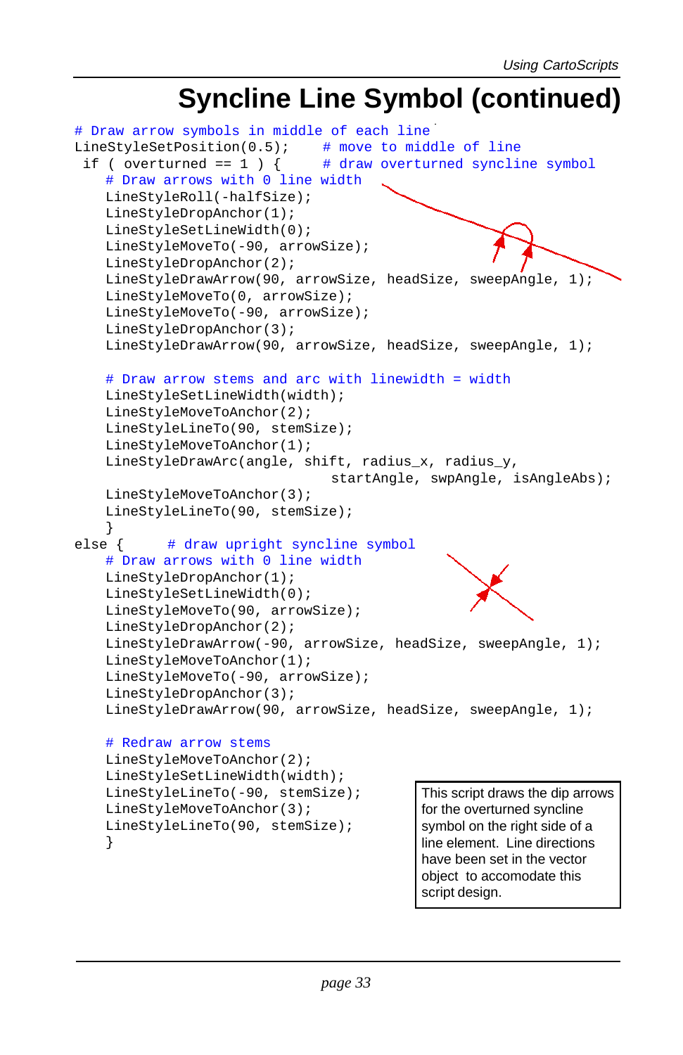# Syncline Line Symbol (continued)

```
# Draw arrow symbols in middle of each line
LineStyleSetPosition(0.5);     # move to middle of line
 if ( overturned == 1 ) {      # draw overturned syncline symbol
    # Draw arrows with 0 line width
    LineStyleRoll(-halfSize);
    LineStyleDropAnchor(1);
    LineStyleSetLineWidth(0);
    LineStyleMoveTo(-90, arrowSize);
    LineStyleDropAnchor(2);
    LineStyleDrawArrow(90, arrowSize, headSize, sweepAngle, 1);
    LineStyleMoveTo(0, arrowSize);
    LineStyleMoveTo(-90, arrowSize);
    LineStyleDropAnchor(3);
    LineStyleDrawArrow(90, arrowSize, headSize, sweepAngle, 1);

    # Draw arrow stems and arc with linewidth = width
    LineStyleSetLineWidth(width);
    LineStyleMoveToAnchor(2);
    LineStyleLineTo(90, stemSize);
    LineStyleMoveToAnchor(1);
    LineStyleDrawArc(angle, shift, radius_x, radius_y,
                                  startAngle, swpAngle, isAngleAbs);
    LineStyleMoveToAnchor(3);
    LineStyleLineTo(90, stemSize);
    }
else {      # draw upright syncline symbol
    # Draw arrows with 0 line width
    LineStyleDropAnchor(1);
    LineStyleSetLineWidth(0);
    LineStyleMoveTo(90, arrowSize);
    LineStyleDropAnchor(2);
    LineStyleDrawArrow(-90, arrowSize, headSize, sweepAngle, 1);
    LineStyleMoveToAnchor(1);
    LineStyleMoveTo(-90, arrowSize);
    LineStyleDropAnchor(3);
    LineStyleDrawArrow(90, arrowSize, headSize, sweepAngle, 1);

    # Redraw arrow stems
    LineStyleMoveToAnchor(2);
    LineStyleSetLineWidth(width);
    LineStyleLineTo(-90, stemSize);
    LineStyleMoveToAnchor(3);
    LineStyleLineTo(90, stemSize);
    }
```

This script draws the dip arrows for the overturned syncline symbol on the right side of a line element. Line directions have been set in the vector object to accomodate this script design.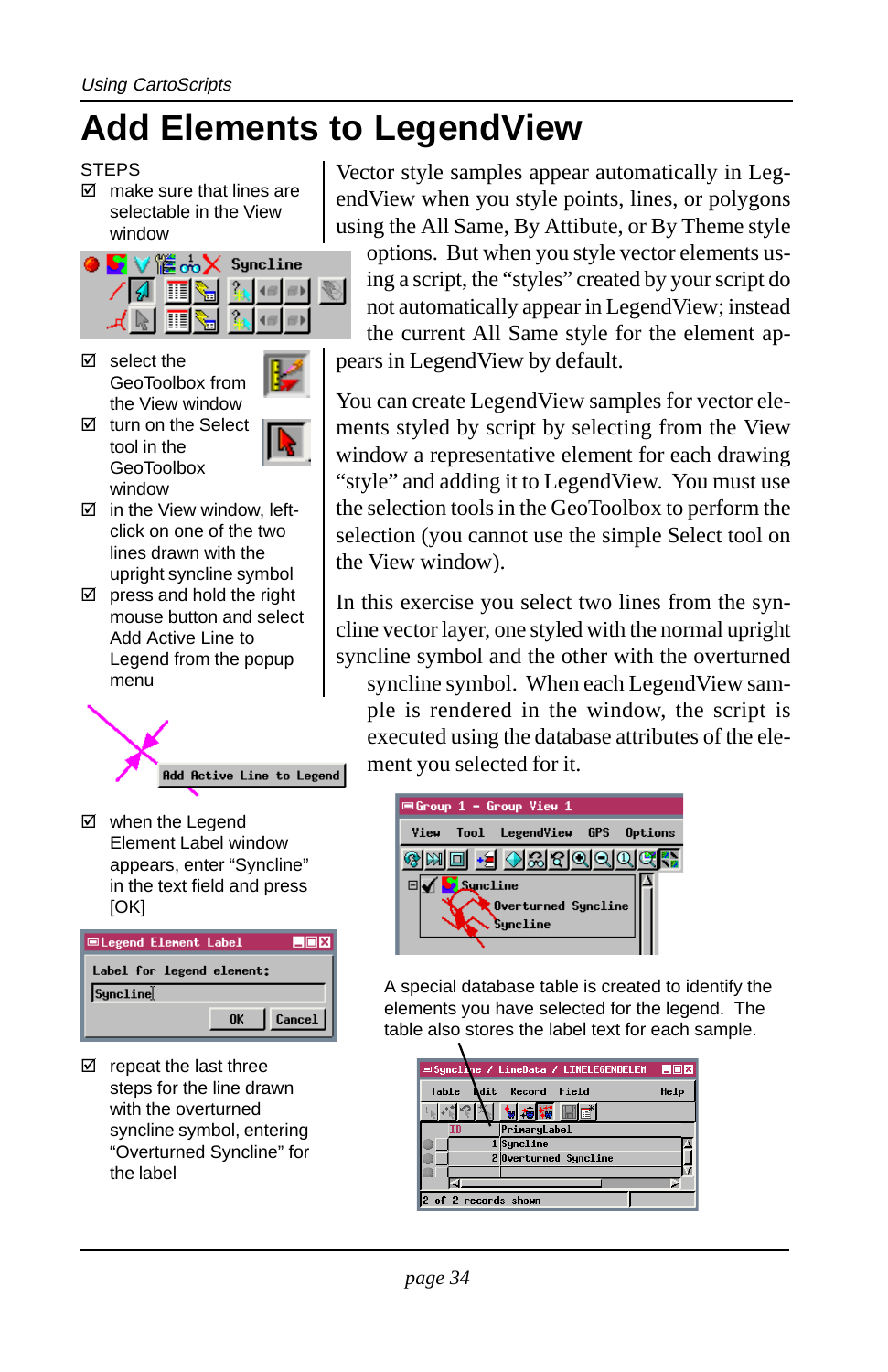# Add Elements to LegendView

STEPS

- ☑ make sure that lines are selectable in the View window
- ☑ select the GeoToolbox from the View window
- ☑ turn on the Select tool in the GeoToolbox window
- ☑ in the View window, left-click on one of the two lines drawn with the upright syncline symbol
- ☑ press and hold the right mouse button and select Add Active Line to Legend from the popup menu
- ☑ when the Legend Element Label window appears, enter “Syncline” in the text field and press [OK]
- ☑ repeat the last three steps for the line drawn with the overturned syncline symbol, entering “Overturned Syncline” for the label

Vector style samples appear automatically in LegendView when you style points, lines, or polygons using the All Same, By Attibute, or By Theme style options. But when you style vector elements using a script, the “styles” created by your script do not automatically appear in LegendView; instead the current All Same style for the element appears in LegendView by default.

You can create LegendView samples for vector elements styled by script by selecting from the View window a representative element for each drawing “style” and adding it to LegendView. You must use the selection tools in the GeoToolbox to perform the selection (you cannot use the simple Select tool on the View window).

In this exercise you select two lines from the syncline vector layer, one styled with the normal upright syncline symbol and the other with the overturned syncline symbol. When each LegendView sample is rendered in the window, the script is executed using the database attributes of the element you selected for it.

A special database table is created to identify the elements you have selected for the legend. The table also stores the label text for each sample.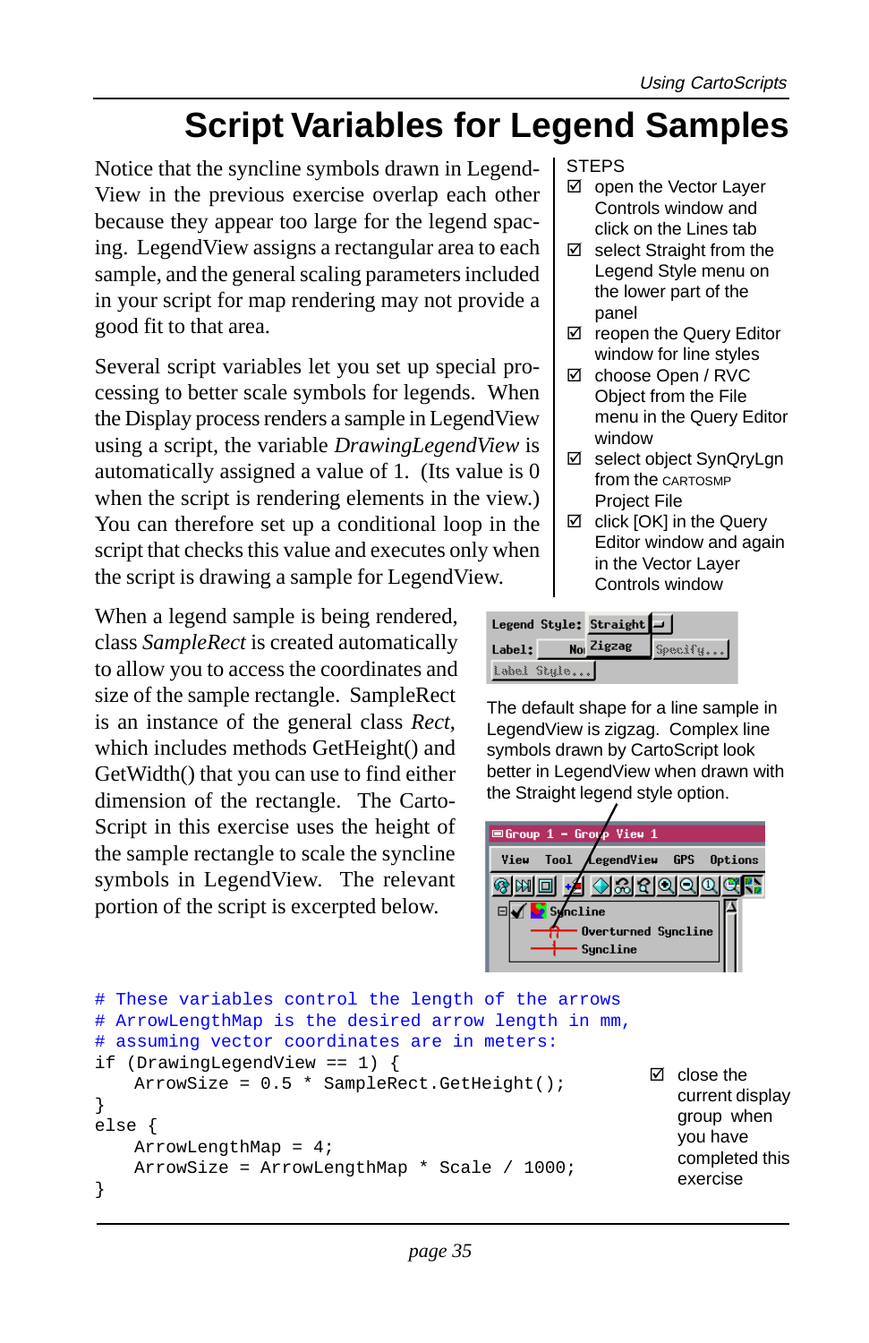# Script Variables for Legend Samples

Notice that the syncline symbols drawn in LegendView in the previous exercise overlap each other because they appear too large for the legend spacing. LegendView assigns a rectangular area to each sample, and the general scaling parameters included in your script for map rendering may not provide a good fit to that area.

Several script variables let you set up special processing to better scale symbols for legends. When the Display process renders a sample in LegendView using a script, the variable *DrawingLegendView* is automatically assigned a value of 1. (Its value is 0 when the script is rendering elements in the view.) You can therefore set up a conditional loop in the script that checks this value and executes only when the script is drawing a sample for LegendView.

When a legend sample is being rendered, class *SampleRect* is created automatically to allow you to access the coordinates and size of the sample rectangle. SampleRect is an instance of the general class *Rect*, which includes methods GetHeight() and GetWidth() that you can use to find either dimension of the rectangle. The CartoScript in this exercise uses the height of the sample rectangle to scale the syncline symbols in LegendView. The relevant portion of the script is excerpted below.

STEPS

- ☑ open the Vector Layer Controls window and click on the Lines tab
- ☑ select Straight from the Legend Style menu on the lower part of the panel
- ☑ reopen the Query Editor window for line styles
- ☑ choose Open / RVC Object from the File menu in the Query Editor window
- ☑ select object SynQryLgn from the CARTOSMP Project File
- ☑ click [OK] in the Query Editor window and again in the Vector Layer Controls window

Legend Style: Straight
Label: No Zigzag Specify...
Label Style...

The default shape for a line sample in LegendView is zigzag. Complex line symbols drawn by CartoScript look better in LegendView when drawn with the Straight legend style option.

Group 1 - Group View 1
View Tool LegendView GPS Options
Syncline
Overturned Syncline
Syncline

```
# These variables control the length of the arrows
# ArrowLengthMap is the desired arrow length in mm,
# assuming vector coordinates are in meters:
if (DrawingLegendView == 1) {
    ArrowSize = 0.5 * SampleRect.GetHeight();
}
else {
    ArrowLengthMap = 4;
    ArrowSize = ArrowLengthMap * Scale / 1000;
}
```

- ☑ close the current display group when you have completed this exercise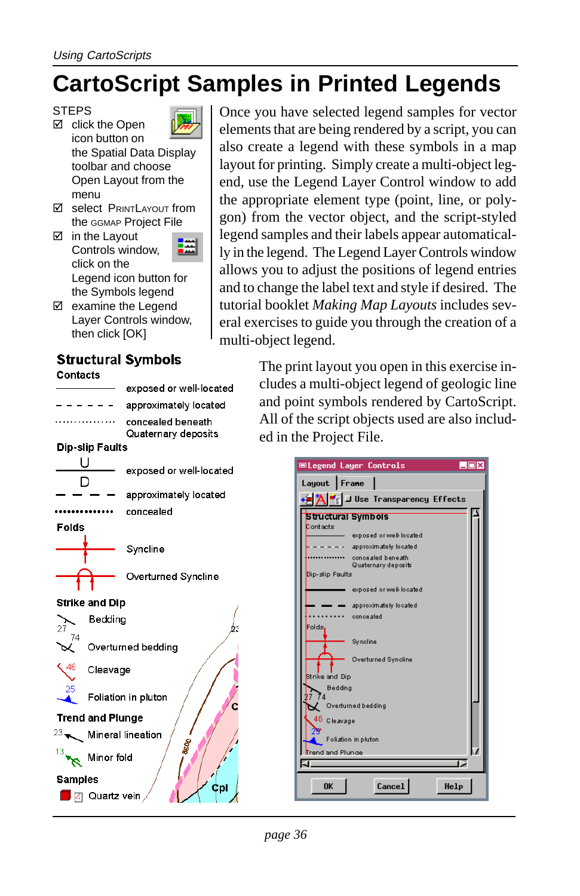# CartoScript Samples in Printed Legends

STEPS

- ☑ click the Open icon button on the Spatial Data Display toolbar and choose Open Layout from the menu
- ☑ select PRINTLAYOUT from the GGMAP Project File
- ☑ in the Layout Controls window, click on the Legend icon button for the Symbols legend
- ☑ examine the Legend Layer Controls window, then click [OK]

Once you have selected legend samples for vector elements that are being rendered by a script, you can also create a legend with these symbols in a map layout for printing. Simply create a multi-object legend, use the Legend Layer Control window to add the appropriate element type (point, line, or polygon) from the vector object, and the script-styled legend samples and their labels appear automatically in the legend. The Legend Layer Controls window allows you to adjust the positions of legend entries and to change the label text and style if desired. The tutorial booklet *Making Map Layouts* includes several exercises to guide you through the creation of a multi-object legend.

The print layout you open in this exercise includes a multi-object legend of geologic line and point symbols rendered by CartoScript. All of the script objects used are also included in the Project File.

**Structural Symbols**
**Contacts**
exposed or well-located
approximately located
concealed beneath Quaternary deposits
**Dip-slip Faults**
U
D
exposed or well-located
approximately located
concealed
**Folds**
Syncline
Overturned Syncline
**Strike and Dip**
27 Bedding
74 Overturned bedding
46 Cleavage
25 Foliation in pluton
**Trend and Plunge**
23 Mineral lineation
13 Minor fold
**Samples**
4 Quartz vein

23
C
8600
Cpl

Legend Layer Controls
Layout | Frame
Use Transparency Effects
Structural Symbols
Contacts
exposed or well-located
approximately located
concealed beneath Quaternary deposits
Dip-slip Faults
exposed or well-located
approximately located
concealed
Folds
Syncline
Overturned Syncline
Strike and Dip
Bedding
27 74
Overturned bedding
46 Cleavage
25 Foliation in pluton
Trend and Plunge
OK Cancel Help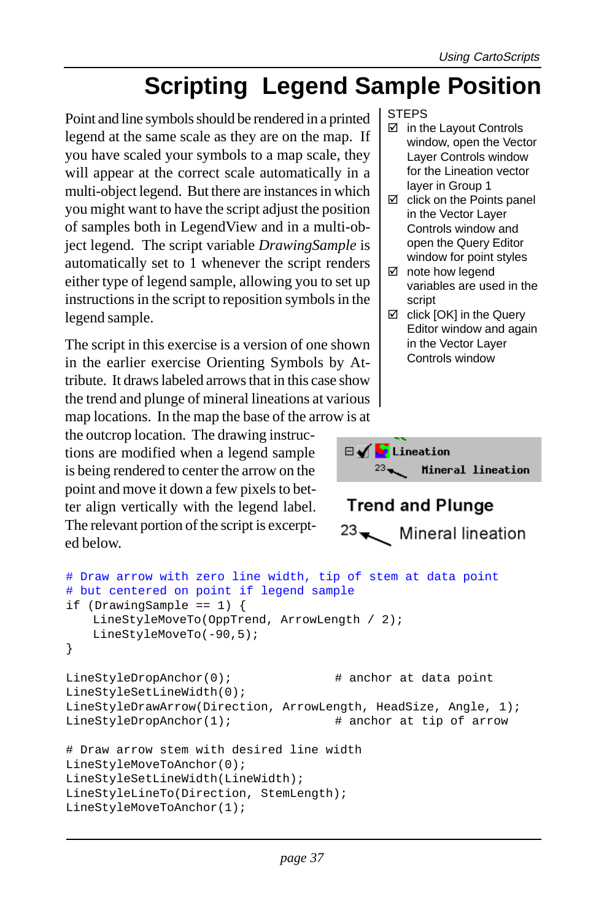# Scripting Legend Sample Position

Point and line symbols should be rendered in a printed legend at the same scale as they are on the map. If you have scaled your symbols to a map scale, they will appear at the correct scale automatically in a multi-object legend. But there are instances in which you might want to have the script adjust the position of samples both in LegendView and in a multi-object legend. The script variable *DrawingSample* is automatically set to 1 whenever the script renders either type of legend sample, allowing you to set up instructions in the script to reposition symbols in the legend sample.

The script in this exercise is a version of one shown in the earlier exercise Orienting Symbols by Attribute. It draws labeled arrows that in this case show the trend and plunge of mineral lineations at various map locations. In the map the base of the arrow is at the outcrop location. The drawing instructions are modified when a legend sample is being rendered to center the arrow on the point and move it down a few pixels to better align vertically with the legend label. The relevant portion of the script is excerpted below.

STEPS

- ☑ in the Layout Controls window, open the Vector Layer Controls window for the Lineation vector layer in Group 1
- ☑ click on the Points panel in the Vector Layer Controls window and open the Query Editor window for point styles
- ☑ note how legend variables are used in the script
- ☑ click [OK] in the Query Editor window and again in the Vector Layer Controls window

Lineation

23 Mineral lineation

**Trend and Plunge**

23 Mineral lineation

```
# Draw arrow with zero line width, tip of stem at data point
# but centered on point if legend sample
if (DrawingSample == 1) {
    LineStyleMoveTo(OppTrend, ArrowLength / 2);
    LineStyleMoveTo(-90,5);
}

LineStyleDropAnchor(0);              # anchor at data point
LineStyleSetLineWidth(0);
LineStyleDrawArrow(Direction, ArrowLength, HeadSize, Angle, 1);
LineStyleDropAnchor(1);              # anchor at tip of arrow

# Draw arrow stem with desired line width
LineStyleMoveToAnchor(0);
LineStyleSetLineWidth(LineWidth);
LineStyleLineTo(Direction, StemLength);
LineStyleMoveToAnchor(1);
```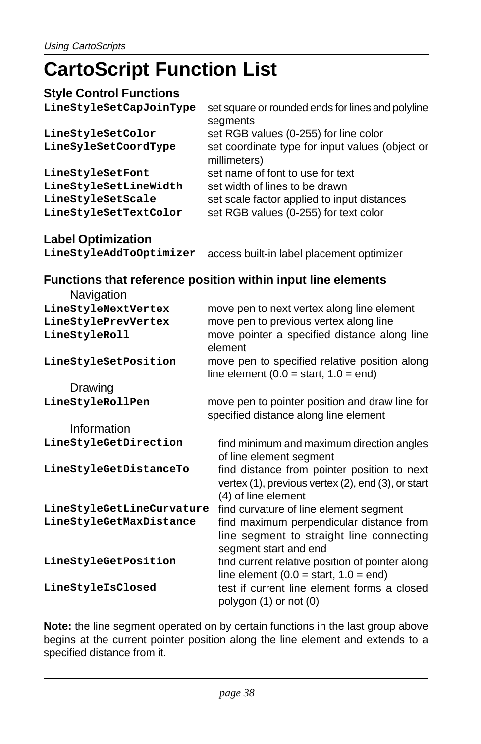# CartoScript Function List

### Style Control Functions

| | |
|---|---|
| **`LineStyleSetCapJoinType`** | set square or rounded ends for lines and polyline segments |
| **`LineStyleSetColor`** | set RGB values (0-255) for line color |
| **`LineSyleSetCoordType`** | set coordinate type for input values (object or millimeters) |
| **`LineStyleSetFont`** | set name of font to use for text |
| **`LineStyleSetLineWidth`** | set width of lines to be drawn |
| **`LineStyleSetScale`** | set scale factor applied to input distances |
| **`LineStyleSetTextColor`** | set RGB values (0-255) for text color |

### Label Optimization

| | |
|---|---|
| **`LineStyleAddToOptimizer`** | access built-in label placement optimizer |

### Functions that reference position within input line elements

Navigation

| | |
|---|---|
| **`LineStyleNextVertex`** | move pen to next vertex along line element |
| **`LineStylePrevVertex`** | move pen to previous vertex along line |
| **`LineStyleRoll`** | move pointer a specified distance along line element |
| **`LineStyleSetPosition`** | move pen to specified relative position along line element (0.0 = start, 1.0 = end) |

Drawing

| | |
|---|---|
| **`LineStyleRollPen`** | move pen to pointer position and draw line for specified distance along line element |

Information

| | |
|---|---|
| **`LineStyleGetDirection`** | find minimum and maximum direction angles of line element segment |
| **`LineStyleGetDistanceTo`** | find distance from pointer position to next vertex (1), previous vertex (2), end (3), or start (4) of line element |
| **`LineStyleGetLineCurvature`** | find curvature of line element segment |
| **`LineStyleGetMaxDistance`** | find maximum perpendicular distance from line segment to straight line connecting segment start and end |
| **`LineStyleGetPosition`** | find current relative position of pointer along line element (0.0 = start, 1.0 = end) |
| **`LineStyleIsClosed`** | test if current line element forms a closed polygon (1) or not (0) |

**Note:** the line segment operated on by certain functions in the last group above begins at the current pointer position along the line element and extends to a specified distance from it.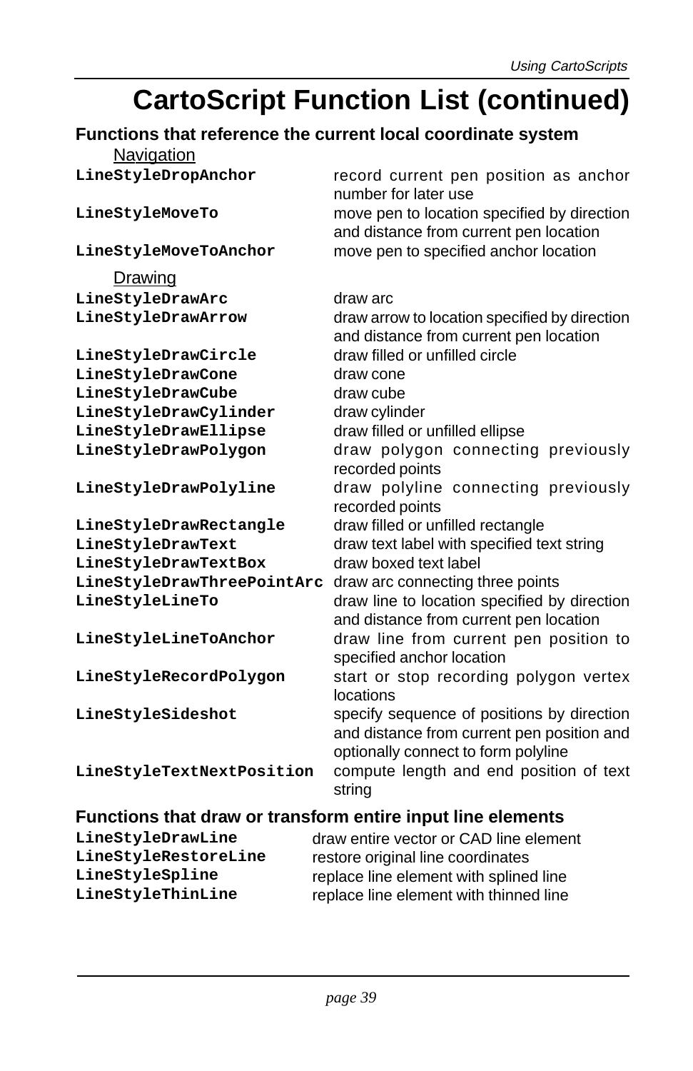# CartoScript Function List (continued)

### Functions that reference the current local coordinate system

Navigation

| | |
|---|---|
| **LineStyleDropAnchor** | record current pen position as anchor number for later use |
| **LineStyleMoveTo** | move pen to location specified by direction and distance from current pen location |
| **LineStyleMoveToAnchor** | move pen to specified anchor location |

Drawing

| | |
|---|---|
| **LineStyleDrawArc** | draw arc |
| **LineStyleDrawArrow** | draw arrow to location specified by direction and distance from current pen location |
| **LineStyleDrawCircle** | draw filled or unfilled circle |
| **LineStyleDrawCone** | draw cone |
| **LineStyleDrawCube** | draw cube |
| **LineStyleDrawCylinder** | draw cylinder |
| **LineStyleDrawEllipse** | draw filled or unfilled ellipse |
| **LineStyleDrawPolygon** | draw polygon connecting previously recorded points |
| **LineStyleDrawPolyline** | draw polyline connecting previously recorded points |
| **LineStyleDrawRectangle** | draw filled or unfilled rectangle |
| **LineStyleDrawText** | draw text label with specified text string |
| **LineStyleDrawTextBox** | draw boxed text label |
| **LineStyleDrawThreePointArc** | draw arc connecting three points |
| **LineStyleLineTo** | draw line to location specified by direction and distance from current pen location |
| **LineStyleLineToAnchor** | draw line from current pen position to specified anchor location |
| **LineStyleRecordPolygon** | start or stop recording polygon vertex locations |
| **LineStyleSideshot** | specify sequence of positions by direction and distance from current pen position and optionally connect to form polyline |
| **LineStyleTextNextPosition** | compute length and end position of text string |

### Functions that draw or transform entire input line elements

| | |
|---|---|
| **LineStyleDrawLine** | draw entire vector or CAD line element |
| **LineStyleRestoreLine** | restore original line coordinates |
| **LineStyleSpline** | replace line element with splined line |
| **LineStyleThinLine** | replace line element with thinned line |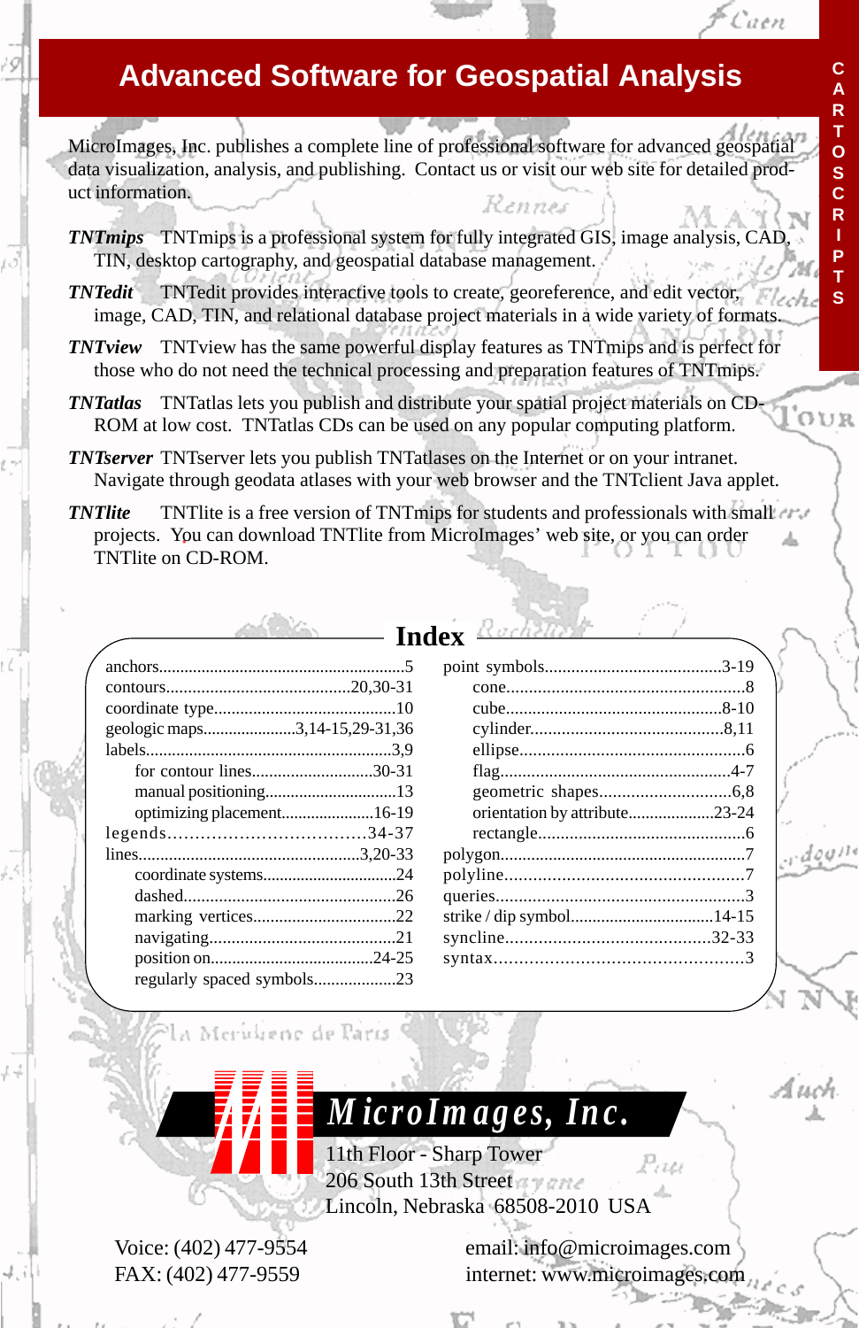# Advanced Software for Geospatial Analysis

CARTOSCRIPTS

MicroImages, Inc. publishes a complete line of professional software for advanced geospatial data visualization, analysis, and publishing. Contact us or visit our web site for detailed product information.

***TNTmips*** TNTmips is a professional system for fully integrated GIS, image analysis, CAD, TIN, desktop cartography, and geospatial database management.

***TNTedit*** TNTedit provides interactive tools to create, georeference, and edit vector, image, CAD, TIN, and relational database project materials in a wide variety of formats.

***TNTview*** TNTview has the same powerful display features as TNTmips and is perfect for those who do not need the technical processing and preparation features of TNTmips.

***TNTatlas*** TNTatlas lets you publish and distribute your spatial project materials on CD-ROM at low cost. TNTatlas CDs can be used on any popular computing platform.

***TNTserver*** TNTserver lets you publish TNTatlases on the Internet or on your intranet. Navigate through geodata atlases with your web browser and the TNTclient Java applet.

***TNTlite*** TNTlite is a free version of TNTmips for students and professionals with small projects. You can download TNTlite from MicroImages' web site, or you can order TNTlite on CD-ROM.

## Index

anchors.....5
contours.....20,30-31
coordinate type.....10
geologic maps.....3,14-15,29-31,36
labels.....3,9
- for contour lines.....30-31
- manual positioning.....13
- optimizing placement.....16-19

legends.....34-37
lines.....3,20-33
- coordinate systems.....24
- dashed.....26
- marking vertices.....22
- navigating.....21
- position on.....24-25
- regularly spaced symbols.....23

point symbols.....3-19
- cone.....8
- cube.....8-10
- cylinder.....8,11
- ellipse.....6
- flag.....4-7
- geometric shapes.....6,8
- orientation by attribute.....23-24
- rectangle.....6

polygon.....7
polyline.....7
queries.....3
strike / dip symbol.....14-15
syncline.....32-33
syntax.....3

***MicroImages, Inc.***

11th Floor - Sharp Tower
206 South 13th Street
Lincoln, Nebraska 68508-2010 USA

Voice: (402) 477-9554
FAX: (402) 477-9559

email: info@microimages.com
internet: www.microimages.com